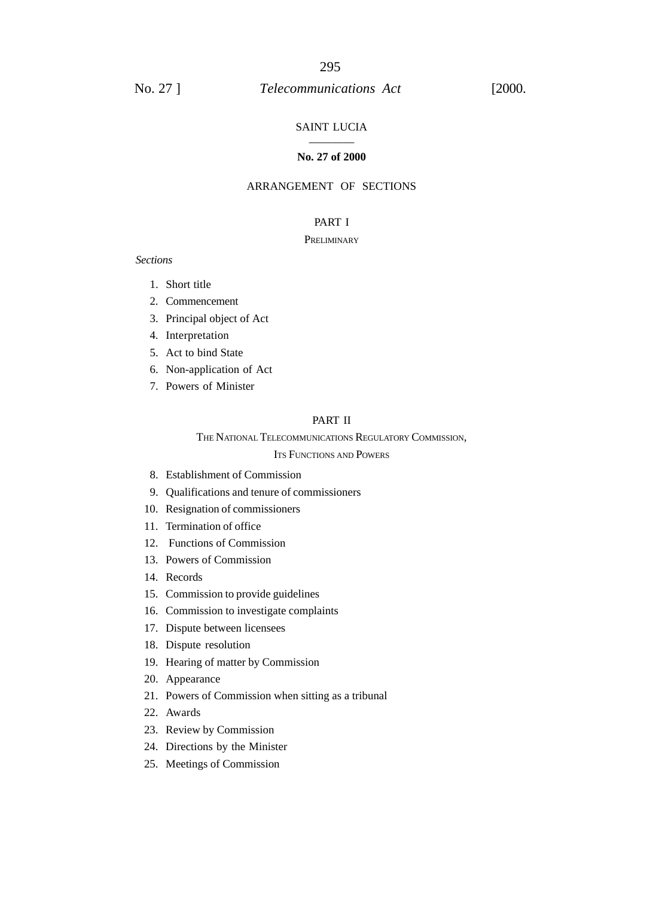# SAINT LUCIA

**No. 27 of 2000**

## ARRANGEMENT OF SECTIONS

### PART I

#### PRELIMINARY

*Sections*

1. Short title
2. Commencement
3. Principal object of Act
4. Interpretation
5. Act to bind State
6. Non-application of Act
7. Powers of Minister

### PART II

#### THE NATIONAL TELECOMMUNICATIONS REGULATORY COMMISSION, ITS FUNCTIONS AND POWERS

8. Establishment of Commission
9. Qualifications and tenure of commissioners
10. Resignation of commissioners
11. Termination of office
12. Functions of Commission
13. Powers of Commission
14. Records
15. Commission to provide guidelines
16. Commission to investigate complaints
17. Dispute between licensees
18. Dispute resolution
19. Hearing of matter by Commission
20. Appearance
21. Powers of Commission when sitting as a tribunal
22. Awards
23. Review by Commission
24. Directions by the Minister
25. Meetings of Commission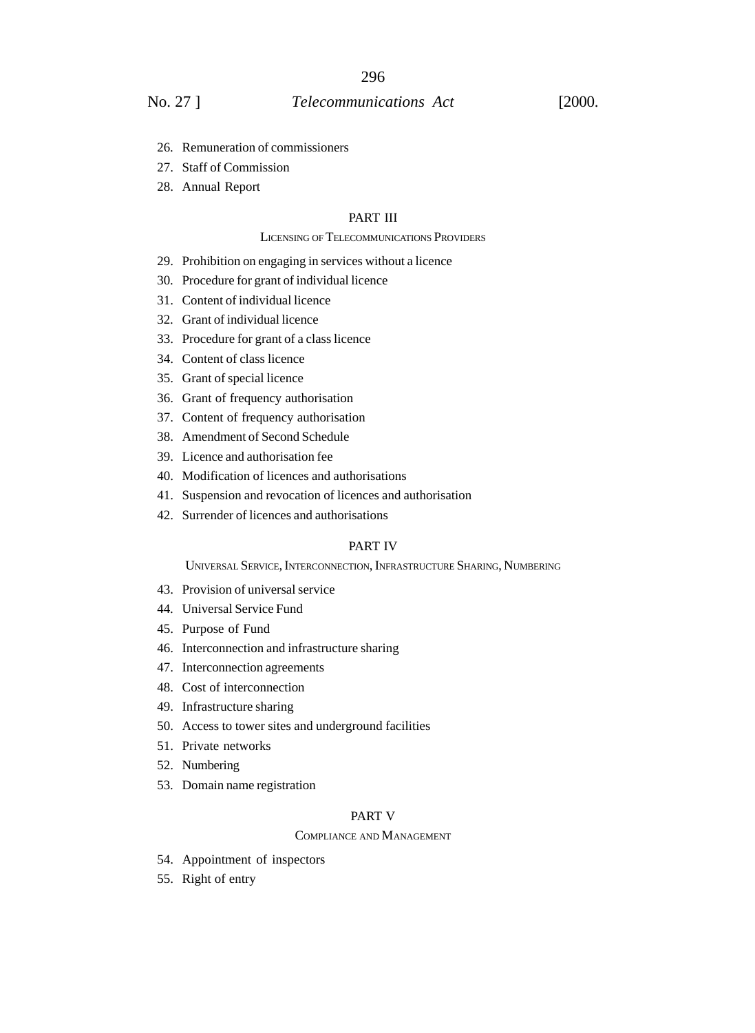26. Remuneration of commissioners
27. Staff of Commission
28. Annual Report

## PART III

### Licensing of Telecommunications Providers

29. Prohibition on engaging in services without a licence
30. Procedure for grant of individual licence
31. Content of individual licence
32. Grant of individual licence
33. Procedure for grant of a class licence
34. Content of class licence
35. Grant of special licence
36. Grant of frequency authorisation
37. Content of frequency authorisation
38. Amendment of Second Schedule
39. Licence and authorisation fee
40. Modification of licences and authorisations
41. Suspension and revocation of licences and authorisation
42. Surrender of licences and authorisations

## PART IV

### Universal Service, Interconnection, Infrastructure Sharing, Numbering

43. Provision of universal service
44. Universal Service Fund
45. Purpose of Fund
46. Interconnection and infrastructure sharing
47. Interconnection agreements
48. Cost of interconnection
49. Infrastructure sharing
50. Access to tower sites and underground facilities
51. Private networks
52. Numbering
53. Domain name registration

## PART V

### Compliance and Management

54. Appointment of inspectors
55. Right of entry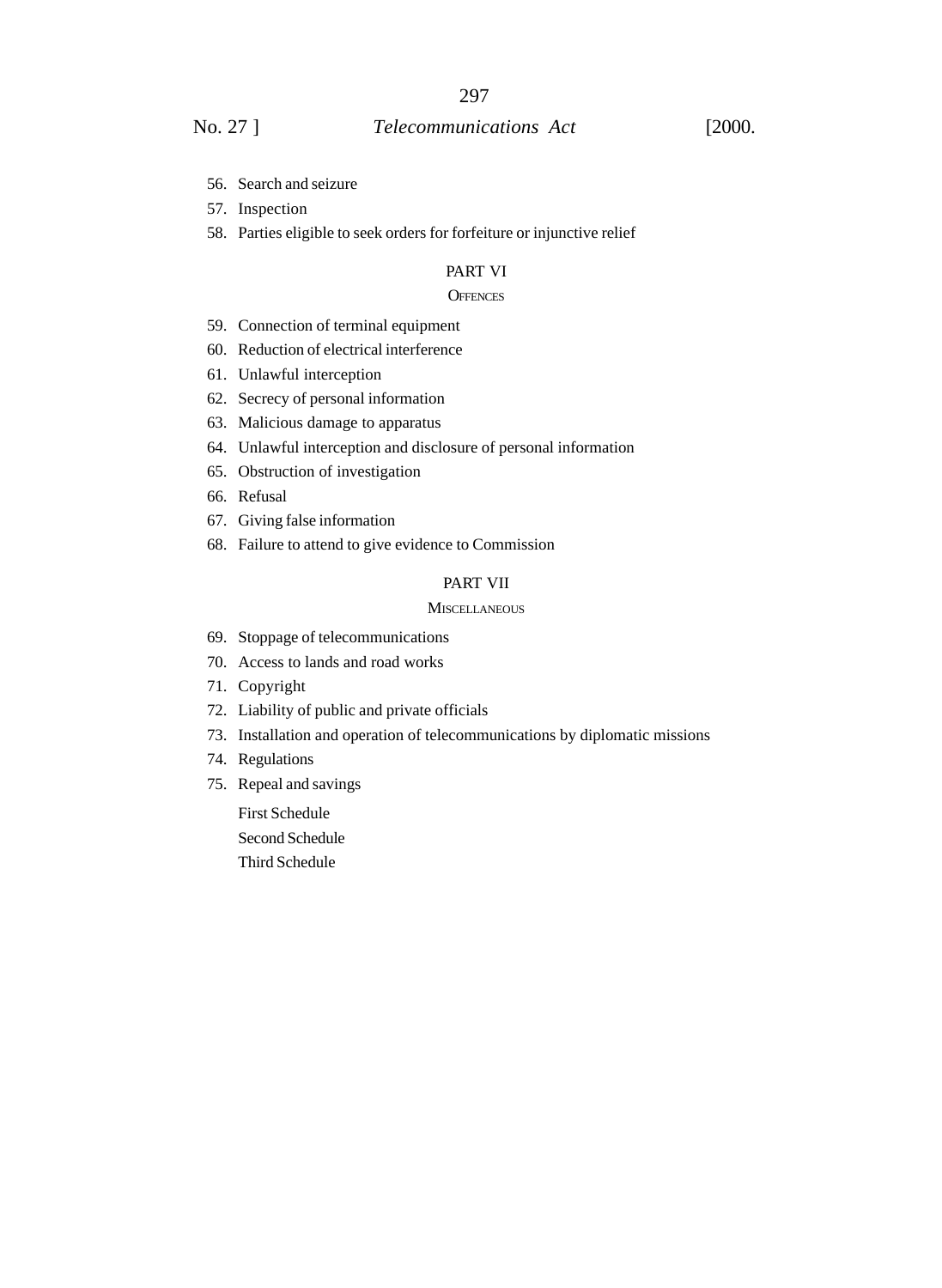56. Search and seizure
57. Inspection
58. Parties eligible to seek orders for forfeiture or injunctive relief

## PART VI

### OFFENCES

59. Connection of terminal equipment
60. Reduction of electrical interference
61. Unlawful interception
62. Secrecy of personal information
63. Malicious damage to apparatus
64. Unlawful interception and disclosure of personal information
65. Obstruction of investigation
66. Refusal
67. Giving false information
68. Failure to attend to give evidence to Commission

## PART VII

### MISCELLANEOUS

69. Stoppage of telecommunications
70. Access to lands and road works
71. Copyright
72. Liability of public and private officials
73. Installation and operation of telecommunications by diplomatic missions
74. Regulations
75. Repeal and savings

First Schedule

Second Schedule

Third Schedule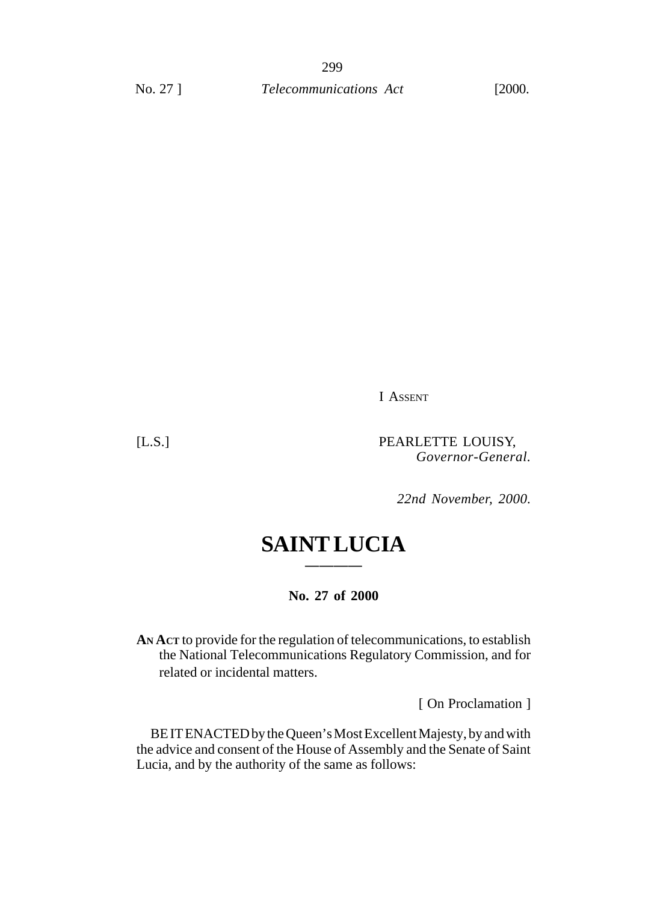I ASSENT

[L.S.]

PEARLETTE LOUISY,
*Governor-General.*

*22nd November, 2000.*

# SAINT LUCIA

———

**No. 27 of 2000**

**AN ACT** to provide for the regulation of telecommunications, to establish the National Telecommunications Regulatory Commission, and for related or incidental matters.

[ On Proclamation ]

BE IT ENACTED by the Queen's Most Excellent Majesty, by and with the advice and consent of the House of Assembly and the Senate of Saint Lucia, and by the authority of the same as follows: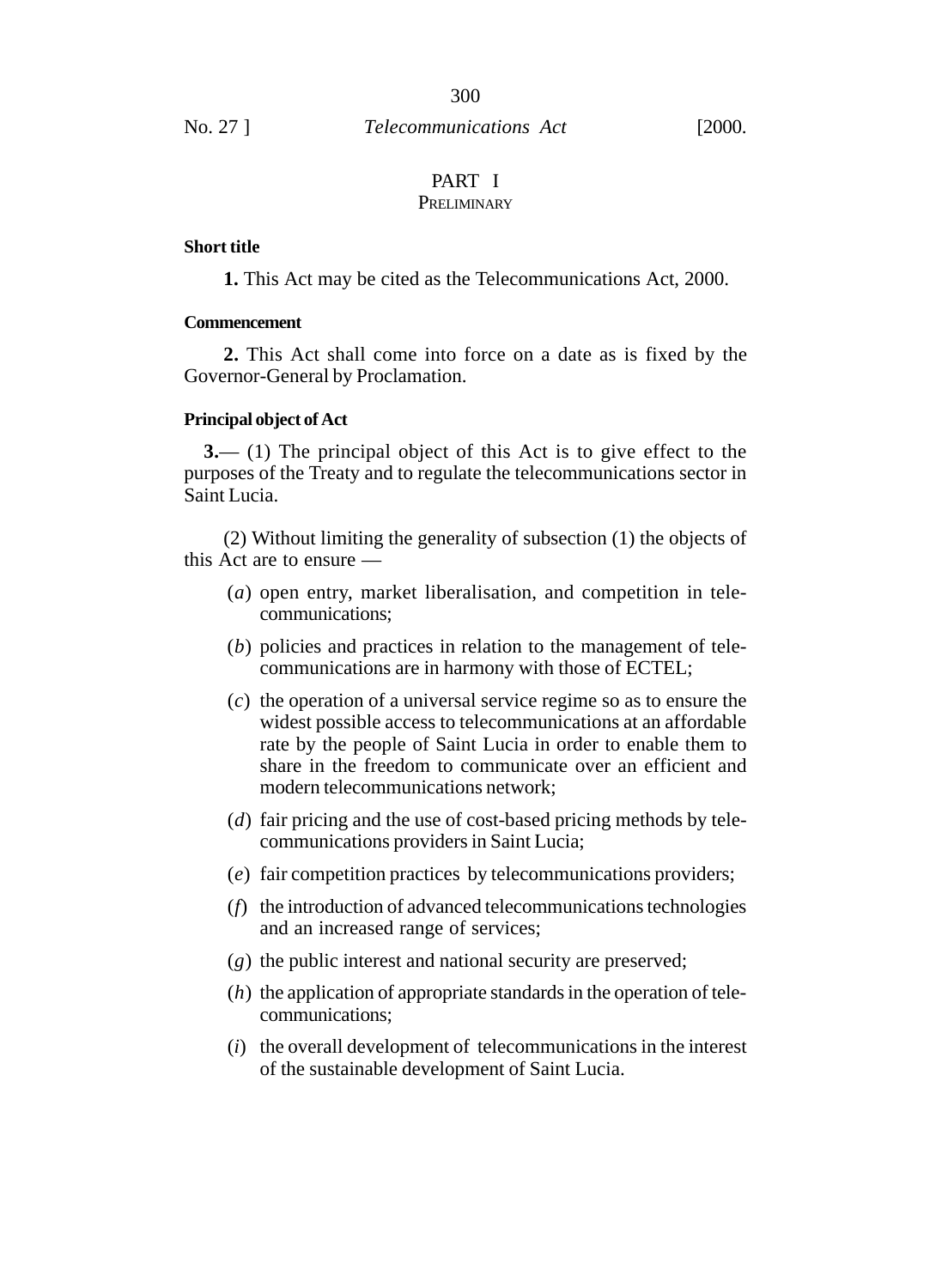## PART I
### PRELIMINARY

**Short title**

**1.** This Act may be cited as the Telecommunications Act, 2000.

**Commencement**

**2.** This Act shall come into force on a date as is fixed by the Governor-General by Proclamation.

**Principal object of Act**

**3.**— (1) The principal object of this Act is to give effect to the purposes of the Treaty and to regulate the telecommunications sector in Saint Lucia.

(2) Without limiting the generality of subsection (1) the objects of this Act are to ensure —

(*a*) open entry, market liberalisation, and competition in telecommunications;

(*b*) policies and practices in relation to the management of telecommunications are in harmony with those of ECTEL;

(*c*) the operation of a universal service regime so as to ensure the widest possible access to telecommunications at an affordable rate by the people of Saint Lucia in order to enable them to share in the freedom to communicate over an efficient and modern telecommunications network;

(*d*) fair pricing and the use of cost-based pricing methods by telecommunications providers in Saint Lucia;

(*e*) fair competition practices by telecommunications providers;

(*f*) the introduction of advanced telecommunications technologies and an increased range of services;

(*g*) the public interest and national security are preserved;

(*h*) the application of appropriate standards in the operation of telecommunications;

(*i*) the overall development of telecommunications in the interest of the sustainable development of Saint Lucia.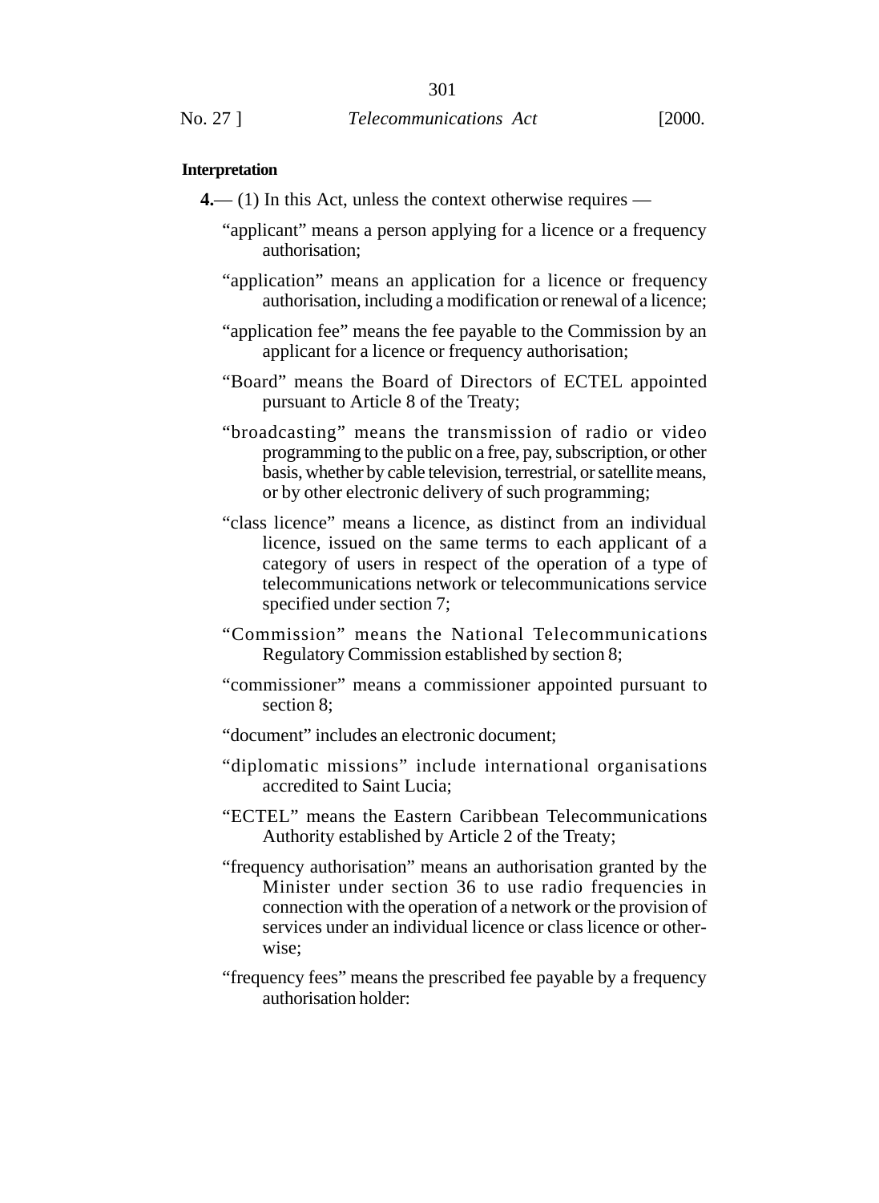**Interpretation**

**4.**— (1) In this Act, unless the context otherwise requires —

"applicant" means a person applying for a licence or a frequency authorisation;

"application" means an application for a licence or frequency authorisation, including a modification or renewal of a licence;

"application fee" means the fee payable to the Commission by an applicant for a licence or frequency authorisation;

"Board" means the Board of Directors of ECTEL appointed pursuant to Article 8 of the Treaty;

"broadcasting" means the transmission of radio or video programming to the public on a free, pay, subscription, or other basis, whether by cable television, terrestrial, or satellite means, or by other electronic delivery of such programming;

"class licence" means a licence, as distinct from an individual licence, issued on the same terms to each applicant of a category of users in respect of the operation of a type of telecommunications network or telecommunications service specified under section 7;

"Commission" means the National Telecommunications Regulatory Commission established by section 8;

"commissioner" means a commissioner appointed pursuant to section 8;

"document" includes an electronic document;

"diplomatic missions" include international organisations accredited to Saint Lucia;

"ECTEL" means the Eastern Caribbean Telecommunications Authority established by Article 2 of the Treaty;

"frequency authorisation" means an authorisation granted by the Minister under section 36 to use radio frequencies in connection with the operation of a network or the provision of services under an individual licence or class licence or otherwise;

"frequency fees" means the prescribed fee payable by a frequency authorisation holder: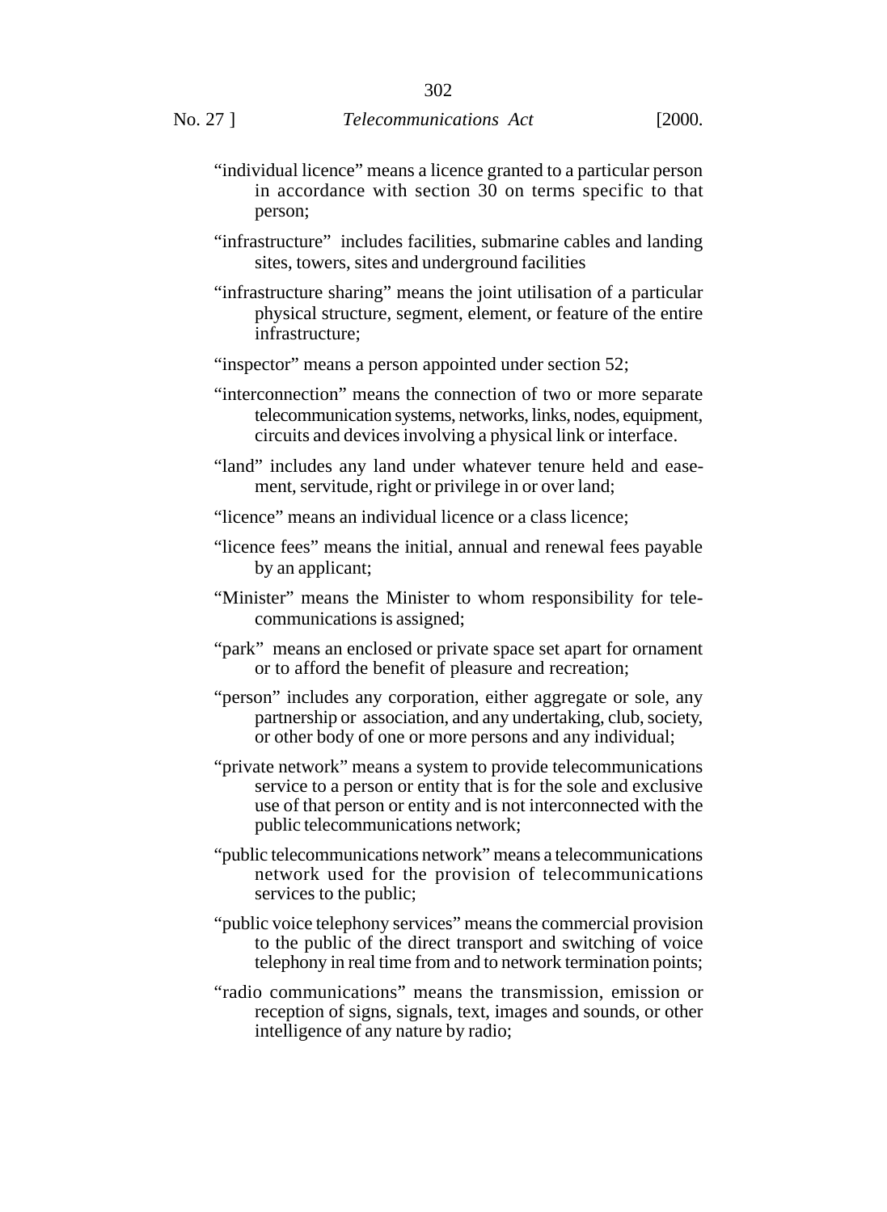"individual licence" means a licence granted to a particular person in accordance with section 30 on terms specific to that person;

"infrastructure" includes facilities, submarine cables and landing sites, towers, sites and underground facilities

"infrastructure sharing" means the joint utilisation of a particular physical structure, segment, element, or feature of the entire infrastructure;

"inspector" means a person appointed under section 52;

"interconnection" means the connection of two or more separate telecommunication systems, networks, links, nodes, equipment, circuits and devices involving a physical link or interface.

"land" includes any land under whatever tenure held and easement, servitude, right or privilege in or over land;

"licence" means an individual licence or a class licence;

"licence fees" means the initial, annual and renewal fees payable by an applicant;

"Minister" means the Minister to whom responsibility for telecommunications is assigned;

"park" means an enclosed or private space set apart for ornament or to afford the benefit of pleasure and recreation;

"person" includes any corporation, either aggregate or sole, any partnership or association, and any undertaking, club, society, or other body of one or more persons and any individual;

"private network" means a system to provide telecommunications service to a person or entity that is for the sole and exclusive use of that person or entity and is not interconnected with the public telecommunications network;

"public telecommunications network" means a telecommunications network used for the provision of telecommunications services to the public;

"public voice telephony services" means the commercial provision to the public of the direct transport and switching of voice telephony in real time from and to network termination points;

"radio communications" means the transmission, emission or reception of signs, signals, text, images and sounds, or other intelligence of any nature by radio;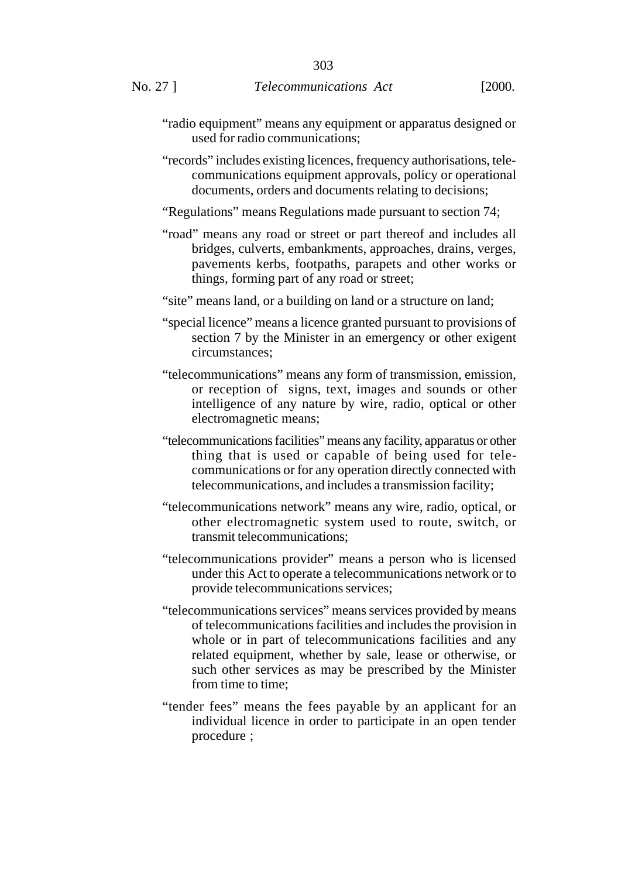"radio equipment" means any equipment or apparatus designed or used for radio communications;

"records" includes existing licences, frequency authorisations, telecommunications equipment approvals, policy or operational documents, orders and documents relating to decisions;

"Regulations" means Regulations made pursuant to section 74;

"road" means any road or street or part thereof and includes all bridges, culverts, embankments, approaches, drains, verges, pavements kerbs, footpaths, parapets and other works or things, forming part of any road or street;

"site" means land, or a building on land or a structure on land;

"special licence" means a licence granted pursuant to provisions of section 7 by the Minister in an emergency or other exigent circumstances;

"telecommunications" means any form of transmission, emission, or reception of signs, text, images and sounds or other intelligence of any nature by wire, radio, optical or other electromagnetic means;

"telecommunications facilities" means any facility, apparatus or other thing that is used or capable of being used for telecommunications or for any operation directly connected with telecommunications, and includes a transmission facility;

"telecommunications network" means any wire, radio, optical, or other electromagnetic system used to route, switch, or transmit telecommunications;

"telecommunications provider" means a person who is licensed under this Act to operate a telecommunications network or to provide telecommunications services;

"telecommunications services" means services provided by means of telecommunications facilities and includes the provision in whole or in part of telecommunications facilities and any related equipment, whether by sale, lease or otherwise, or such other services as may be prescribed by the Minister from time to time;

"tender fees" means the fees payable by an applicant for an individual licence in order to participate in an open tender procedure ;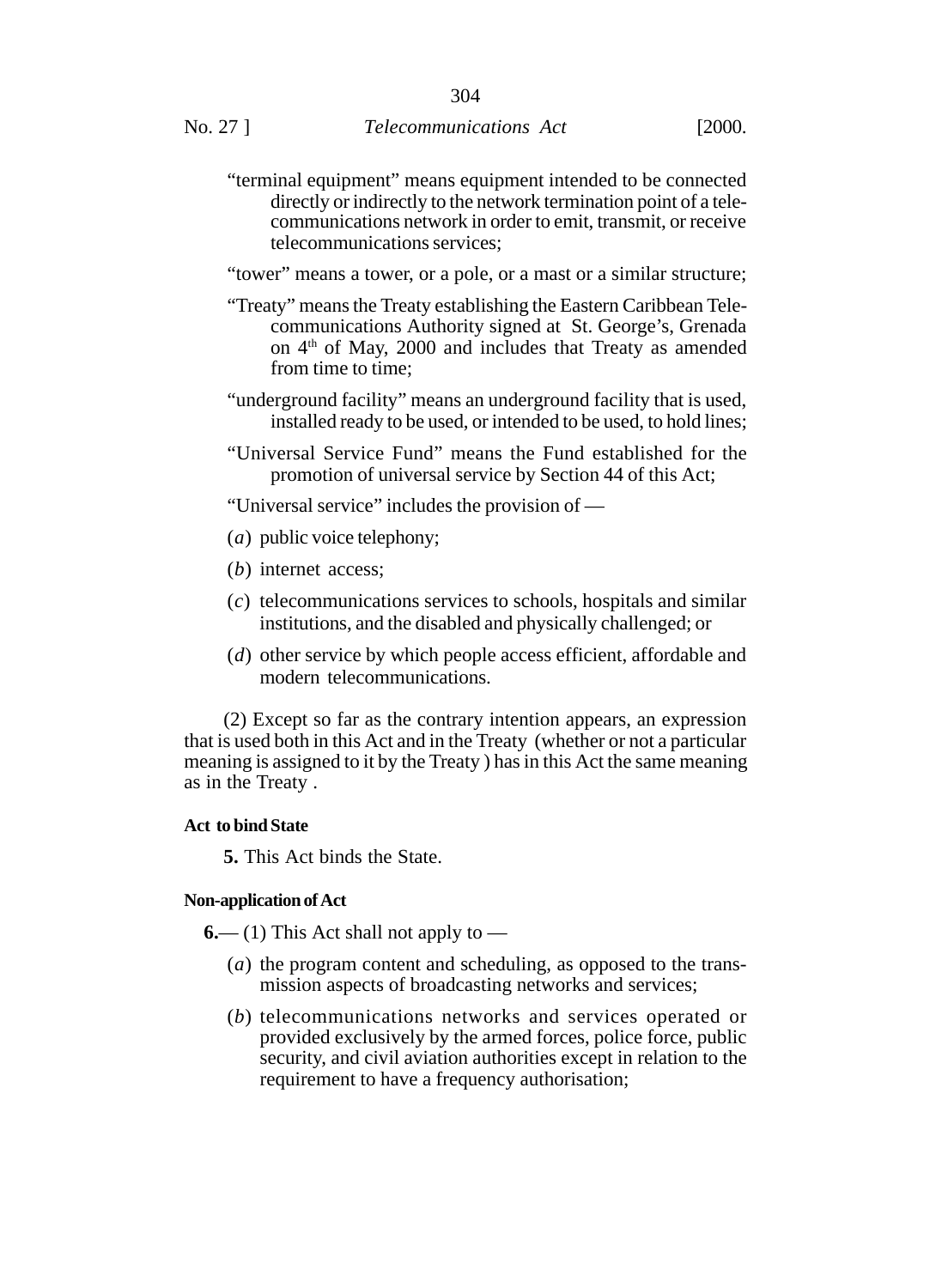"terminal equipment" means equipment intended to be connected directly or indirectly to the network termination point of a telecommunications network in order to emit, transmit, or receive telecommunications services;

"tower" means a tower, or a pole, or a mast or a similar structure;

"Treaty" means the Treaty establishing the Eastern Caribbean Telecommunications Authority signed at St. George's, Grenada on 4th of May, 2000 and includes that Treaty as amended from time to time;

"underground facility" means an underground facility that is used, installed ready to be used, or intended to be used, to hold lines;

"Universal Service Fund" means the Fund established for the promotion of universal service by Section 44 of this Act;

"Universal service" includes the provision of —

(*a*) public voice telephony;

(*b*) internet access;

(*c*) telecommunications services to schools, hospitals and similar institutions, and the disabled and physically challenged; or

(*d*) other service by which people access efficient, affordable and modern telecommunications.

(2) Except so far as the contrary intention appears, an expression that is used both in this Act and in the Treaty (whether or not a particular meaning is assigned to it by the Treaty ) has in this Act the same meaning as in the Treaty .

**Act to bind State**

**5.** This Act binds the State.

**Non-application of Act**

**6.**— (1) This Act shall not apply to —

(*a*) the program content and scheduling, as opposed to the transmission aspects of broadcasting networks and services;

(*b*) telecommunications networks and services operated or provided exclusively by the armed forces, police force, public security, and civil aviation authorities except in relation to the requirement to have a frequency authorisation;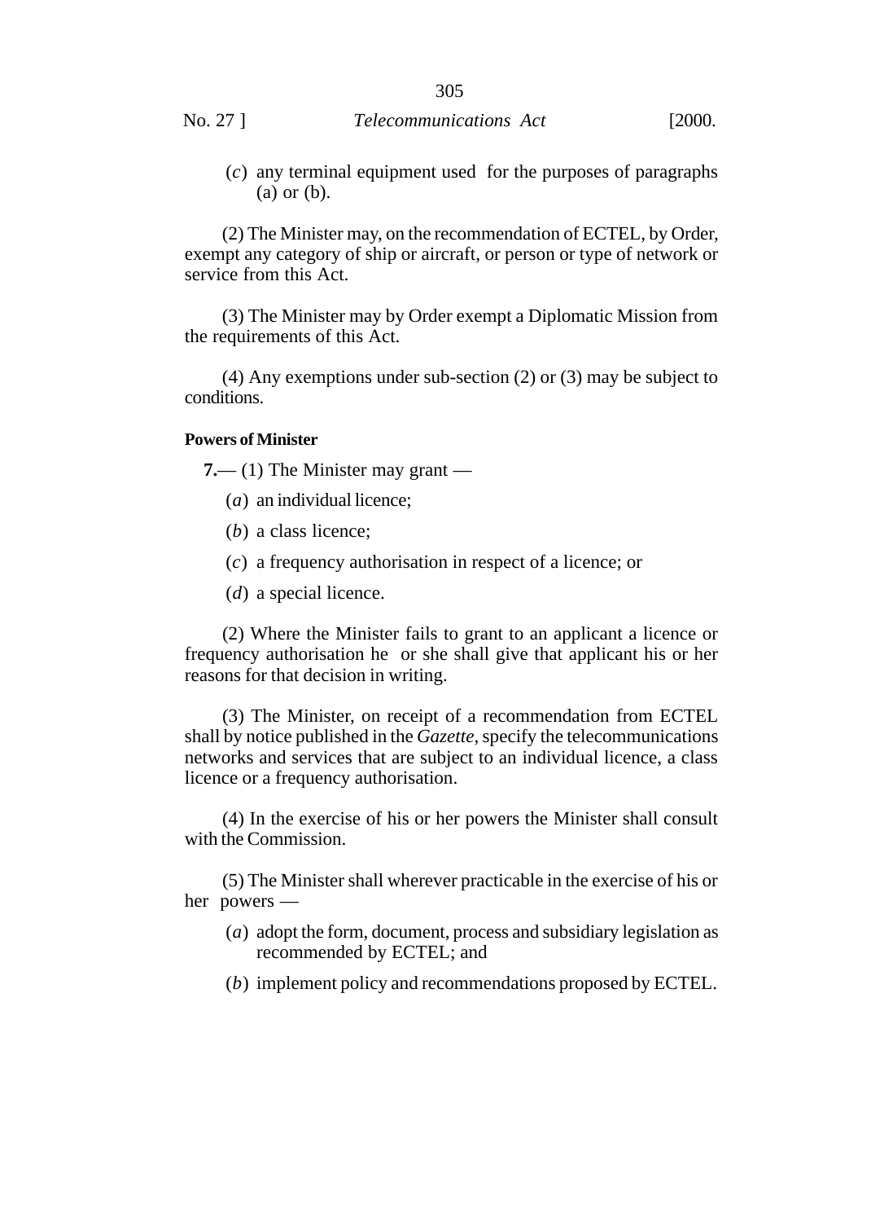(*c*) any terminal equipment used for the purposes of paragraphs (a) or (b).

(2) The Minister may, on the recommendation of ECTEL, by Order, exempt any category of ship or aircraft, or person or type of network or service from this Act.

(3) The Minister may by Order exempt a Diplomatic Mission from the requirements of this Act.

(4) Any exemptions under sub-section (2) or (3) may be subject to conditions.

**Powers of Minister**

**7.**— (1) The Minister may grant —

(*a*) an individual licence;

(*b*) a class licence;

(*c*) a frequency authorisation in respect of a licence; or

(*d*) a special licence.

(2) Where the Minister fails to grant to an applicant a licence or frequency authorisation he or she shall give that applicant his or her reasons for that decision in writing.

(3) The Minister, on receipt of a recommendation from ECTEL shall by notice published in the *Gazette*, specify the telecommunications networks and services that are subject to an individual licence, a class licence or a frequency authorisation.

(4) In the exercise of his or her powers the Minister shall consult with the Commission.

(5) The Minister shall wherever practicable in the exercise of his or her powers —

(*a*) adopt the form, document, process and subsidiary legislation as recommended by ECTEL; and

(*b*) implement policy and recommendations proposed by ECTEL.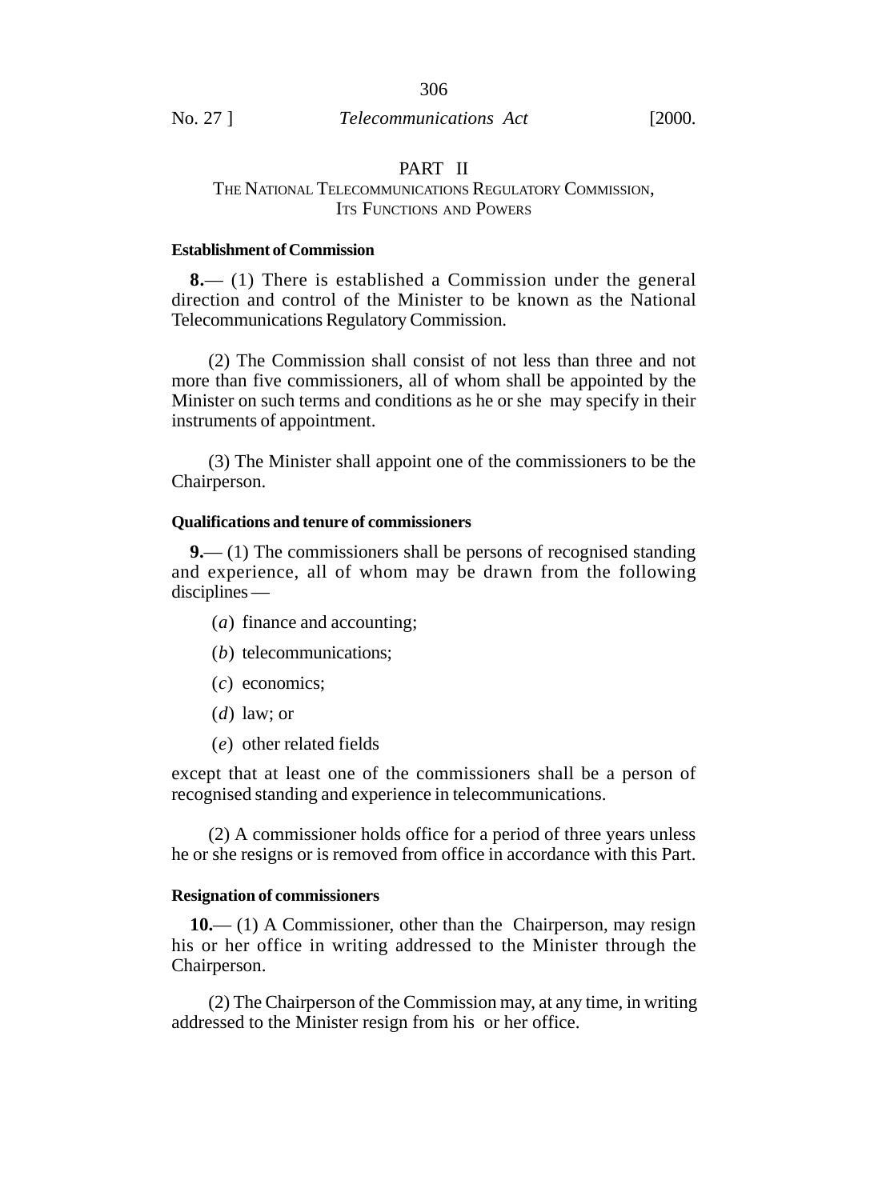## PART II
### THE NATIONAL TELECOMMUNICATIONS REGULATORY COMMISSION, ITS FUNCTIONS AND POWERS

**Establishment of Commission**

**8.**— (1) There is established a Commission under the general direction and control of the Minister to be known as the National Telecommunications Regulatory Commission.

(2) The Commission shall consist of not less than three and not more than five commissioners, all of whom shall be appointed by the Minister on such terms and conditions as he or she may specify in their instruments of appointment.

(3) The Minister shall appoint one of the commissioners to be the Chairperson.

**Qualifications and tenure of commissioners**

**9.**— (1) The commissioners shall be persons of recognised standing and experience, all of whom may be drawn from the following disciplines —

(*a*) finance and accounting;

(*b*) telecommunications;

(*c*) economics;

(*d*) law; or

(*e*) other related fields

except that at least one of the commissioners shall be a person of recognised standing and experience in telecommunications.

(2) A commissioner holds office for a period of three years unless he or she resigns or is removed from office in accordance with this Part.

**Resignation of commissioners**

**10.**— (1) A Commissioner, other than the Chairperson, may resign his or her office in writing addressed to the Minister through the Chairperson.

(2) The Chairperson of the Commission may, at any time, in writing addressed to the Minister resign from his or her office.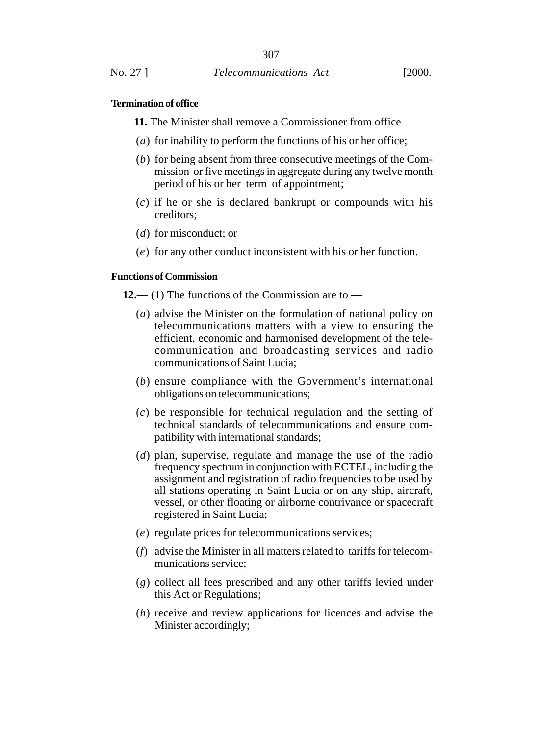**Termination of office**

**11.** The Minister shall remove a Commissioner from office —

(*a*) for inability to perform the functions of his or her office;

(*b*) for being absent from three consecutive meetings of the Commission or five meetings in aggregate during any twelve month period of his or her term of appointment;

(*c*) if he or she is declared bankrupt or compounds with his creditors;

(*d*) for misconduct; or

(*e*) for any other conduct inconsistent with his or her function.

**Functions of Commission**

**12.**— (1) The functions of the Commission are to —

(*a*) advise the Minister on the formulation of national policy on telecommunications matters with a view to ensuring the efficient, economic and harmonised development of the telecommunication and broadcasting services and radio communications of Saint Lucia;

(*b*) ensure compliance with the Government's international obligations on telecommunications;

(*c*) be responsible for technical regulation and the setting of technical standards of telecommunications and ensure compatibility with international standards;

(*d*) plan, supervise, regulate and manage the use of the radio frequency spectrum in conjunction with ECTEL, including the assignment and registration of radio frequencies to be used by all stations operating in Saint Lucia or on any ship, aircraft, vessel, or other floating or airborne contrivance or spacecraft registered in Saint Lucia;

(*e*) regulate prices for telecommunications services;

(*f*) advise the Minister in all matters related to tariffs for telecommunications service;

(*g*) collect all fees prescribed and any other tariffs levied under this Act or Regulations;

(*h*) receive and review applications for licences and advise the Minister accordingly;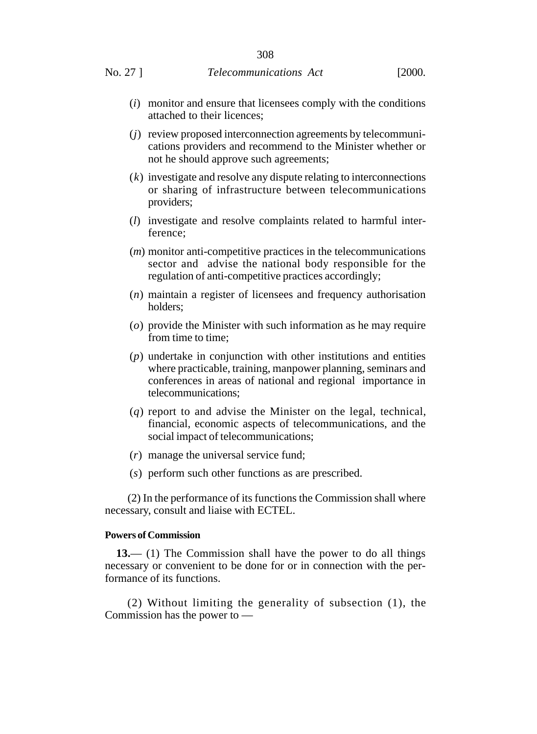(*i*) monitor and ensure that licensees comply with the conditions attached to their licences;

(*j*) review proposed interconnection agreements by telecommunications providers and recommend to the Minister whether or not he should approve such agreements;

(*k*) investigate and resolve any dispute relating to interconnections or sharing of infrastructure between telecommunications providers;

(*l*) investigate and resolve complaints related to harmful interference;

(*m*) monitor anti-competitive practices in the telecommunications sector and advise the national body responsible for the regulation of anti-competitive practices accordingly;

(*n*) maintain a register of licensees and frequency authorisation holders;

(*o*) provide the Minister with such information as he may require from time to time;

(*p*) undertake in conjunction with other institutions and entities where practicable, training, manpower planning, seminars and conferences in areas of national and regional importance in telecommunications;

(*q*) report to and advise the Minister on the legal, technical, financial, economic aspects of telecommunications, and the social impact of telecommunications;

(*r*) manage the universal service fund;

(*s*) perform such other functions as are prescribed.

(2) In the performance of its functions the Commission shall where necessary, consult and liaise with ECTEL.

**Powers of Commission**

**13.**— (1) The Commission shall have the power to do all things necessary or convenient to be done for or in connection with the performance of its functions.

(2) Without limiting the generality of subsection (1), the Commission has the power to —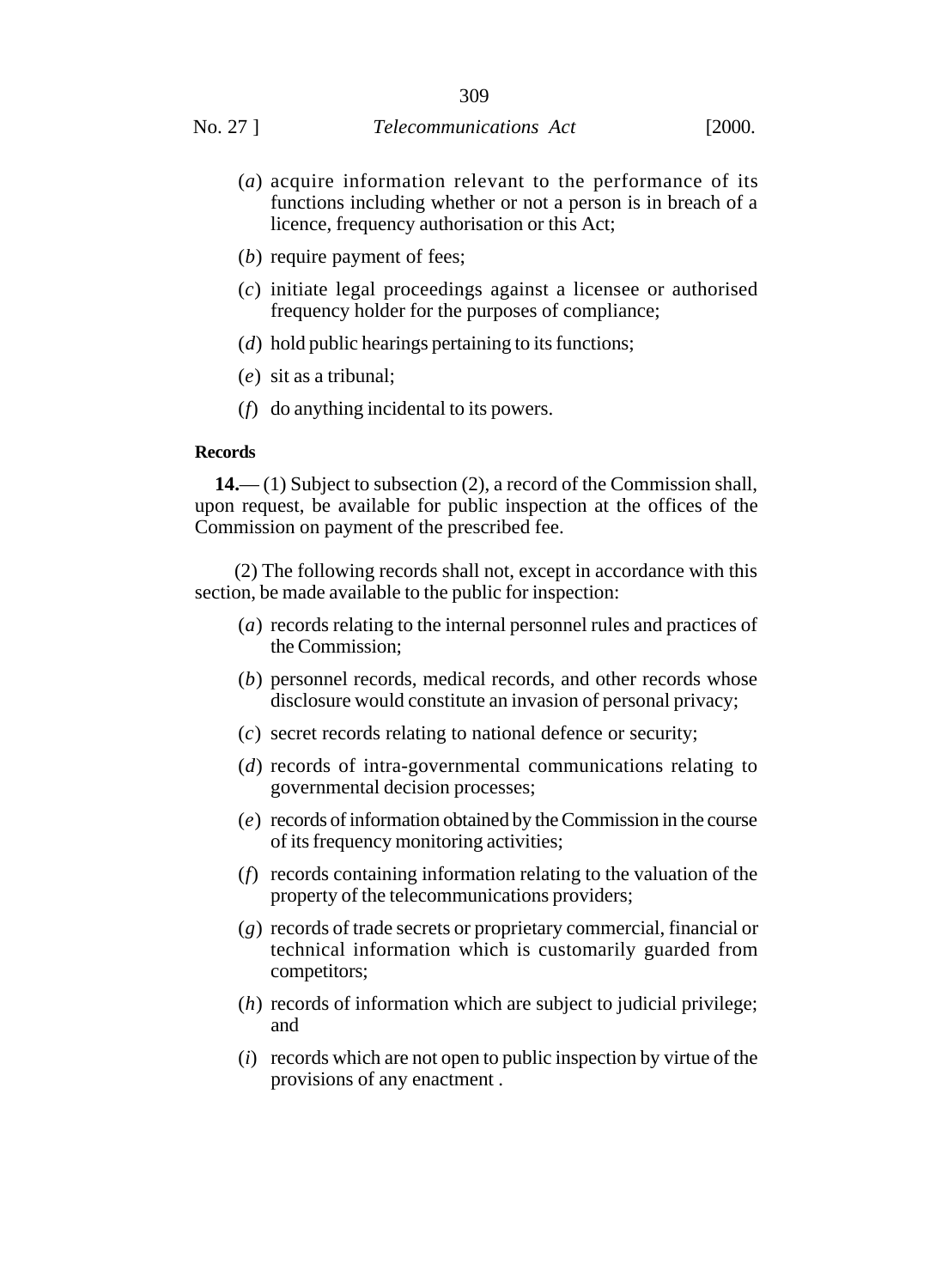(*a*) acquire information relevant to the performance of its functions including whether or not a person is in breach of a licence, frequency authorisation or this Act;

(*b*) require payment of fees;

(*c*) initiate legal proceedings against a licensee or authorised frequency holder for the purposes of compliance;

(*d*) hold public hearings pertaining to its functions;

(*e*) sit as a tribunal;

(*f*) do anything incidental to its powers.

**Records**

**14.**— (1) Subject to subsection (2), a record of the Commission shall, upon request, be available for public inspection at the offices of the Commission on payment of the prescribed fee.

(2) The following records shall not, except in accordance with this section, be made available to the public for inspection:

(*a*) records relating to the internal personnel rules and practices of the Commission;

(*b*) personnel records, medical records, and other records whose disclosure would constitute an invasion of personal privacy;

(*c*) secret records relating to national defence or security;

(*d*) records of intra-governmental communications relating to governmental decision processes;

(*e*) records of information obtained by the Commission in the course of its frequency monitoring activities;

(*f*) records containing information relating to the valuation of the property of the telecommunications providers;

(*g*) records of trade secrets or proprietary commercial, financial or technical information which is customarily guarded from competitors;

(*h*) records of information which are subject to judicial privilege; and

(*i*) records which are not open to public inspection by virtue of the provisions of any enactment .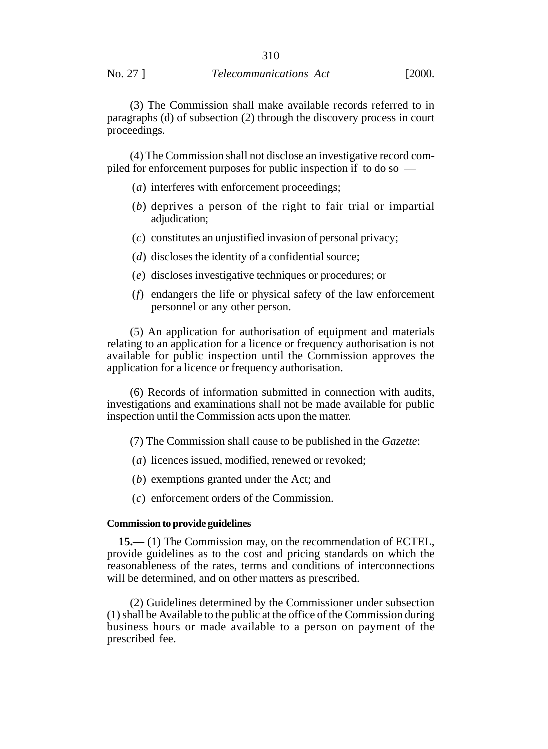(3) The Commission shall make available records referred to in paragraphs (d) of subsection (2) through the discovery process in court proceedings.

(4) The Commission shall not disclose an investigative record compiled for enforcement purposes for public inspection if to do so —

(*a*) interferes with enforcement proceedings;

(*b*) deprives a person of the right to fair trial or impartial adjudication;

(*c*) constitutes an unjustified invasion of personal privacy;

(*d*) discloses the identity of a confidential source;

(*e*) discloses investigative techniques or procedures; or

(*f*) endangers the life or physical safety of the law enforcement personnel or any other person.

(5) An application for authorisation of equipment and materials relating to an application for a licence or frequency authorisation is not available for public inspection until the Commission approves the application for a licence or frequency authorisation.

(6) Records of information submitted in connection with audits, investigations and examinations shall not be made available for public inspection until the Commission acts upon the matter.

(7) The Commission shall cause to be published in the *Gazette*:

(*a*) licences issued, modified, renewed or revoked;

(*b*) exemptions granted under the Act; and

(*c*) enforcement orders of the Commission.

**Commission to provide guidelines**

**15.**— (1) The Commission may, on the recommendation of ECTEL, provide guidelines as to the cost and pricing standards on which the reasonableness of the rates, terms and conditions of interconnections will be determined, and on other matters as prescribed.

(2) Guidelines determined by the Commissioner under subsection (1) shall be Available to the public at the office of the Commission during business hours or made available to a person on payment of the prescribed fee.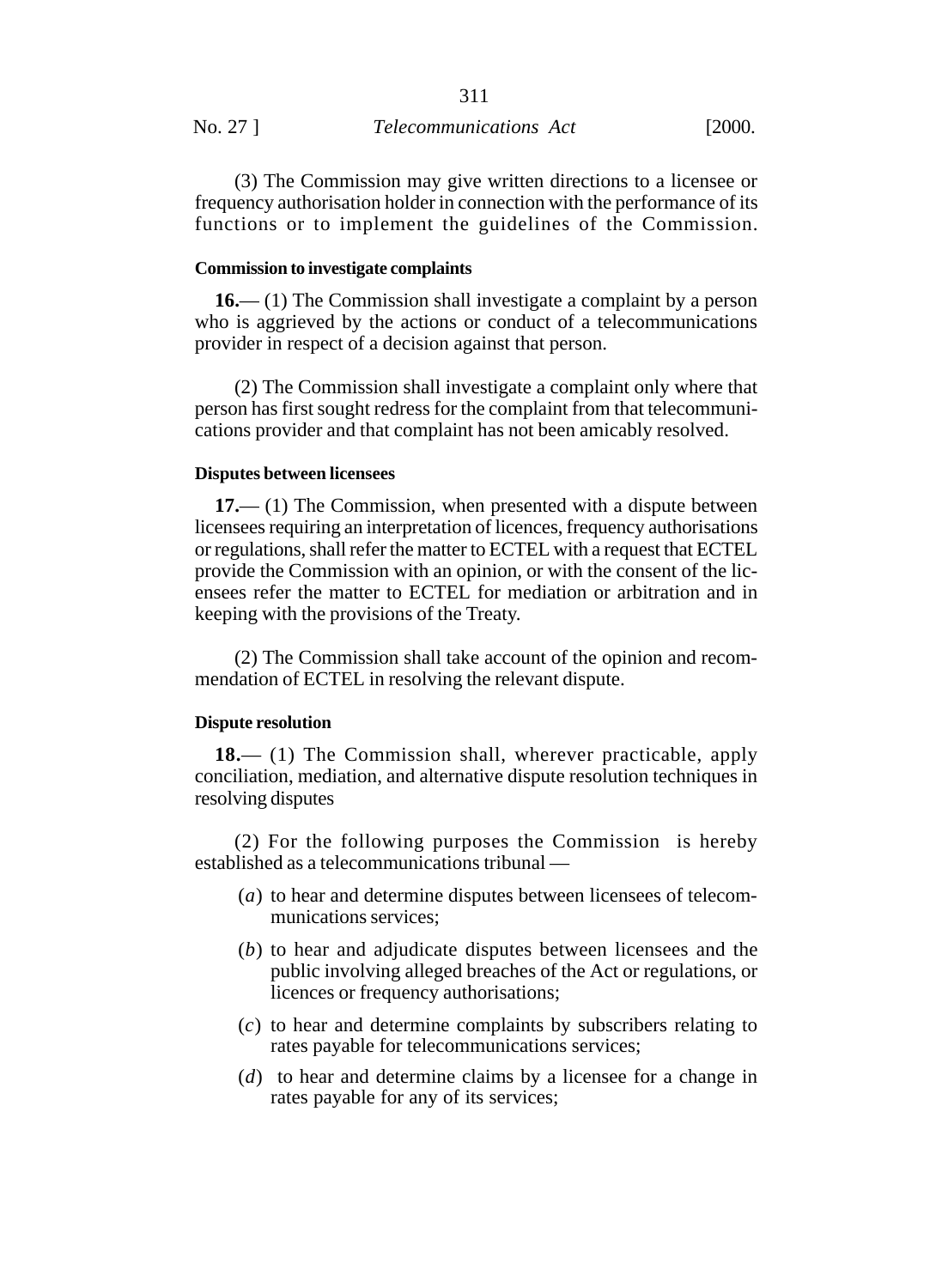(3) The Commission may give written directions to a licensee or frequency authorisation holder in connection with the performance of its functions or to implement the guidelines of the Commission.

**Commission to investigate complaints**

**16.**— (1) The Commission shall investigate a complaint by a person who is aggrieved by the actions or conduct of a telecommunications provider in respect of a decision against that person.

(2) The Commission shall investigate a complaint only where that person has first sought redress for the complaint from that telecommunications provider and that complaint has not been amicably resolved.

**Disputes between licensees**

**17.**— (1) The Commission, when presented with a dispute between licensees requiring an interpretation of licences, frequency authorisations or regulations, shall refer the matter to ECTEL with a request that ECTEL provide the Commission with an opinion, or with the consent of the licensees refer the matter to ECTEL for mediation or arbitration and in keeping with the provisions of the Treaty.

(2) The Commission shall take account of the opinion and recommendation of ECTEL in resolving the relevant dispute.

**Dispute resolution**

**18.**— (1) The Commission shall, wherever practicable, apply conciliation, mediation, and alternative dispute resolution techniques in resolving disputes

(2) For the following purposes the Commission is hereby established as a telecommunications tribunal —

(*a*) to hear and determine disputes between licensees of telecommunications services;

(*b*) to hear and adjudicate disputes between licensees and the public involving alleged breaches of the Act or regulations, or licences or frequency authorisations;

(*c*) to hear and determine complaints by subscribers relating to rates payable for telecommunications services;

(*d*) to hear and determine claims by a licensee for a change in rates payable for any of its services;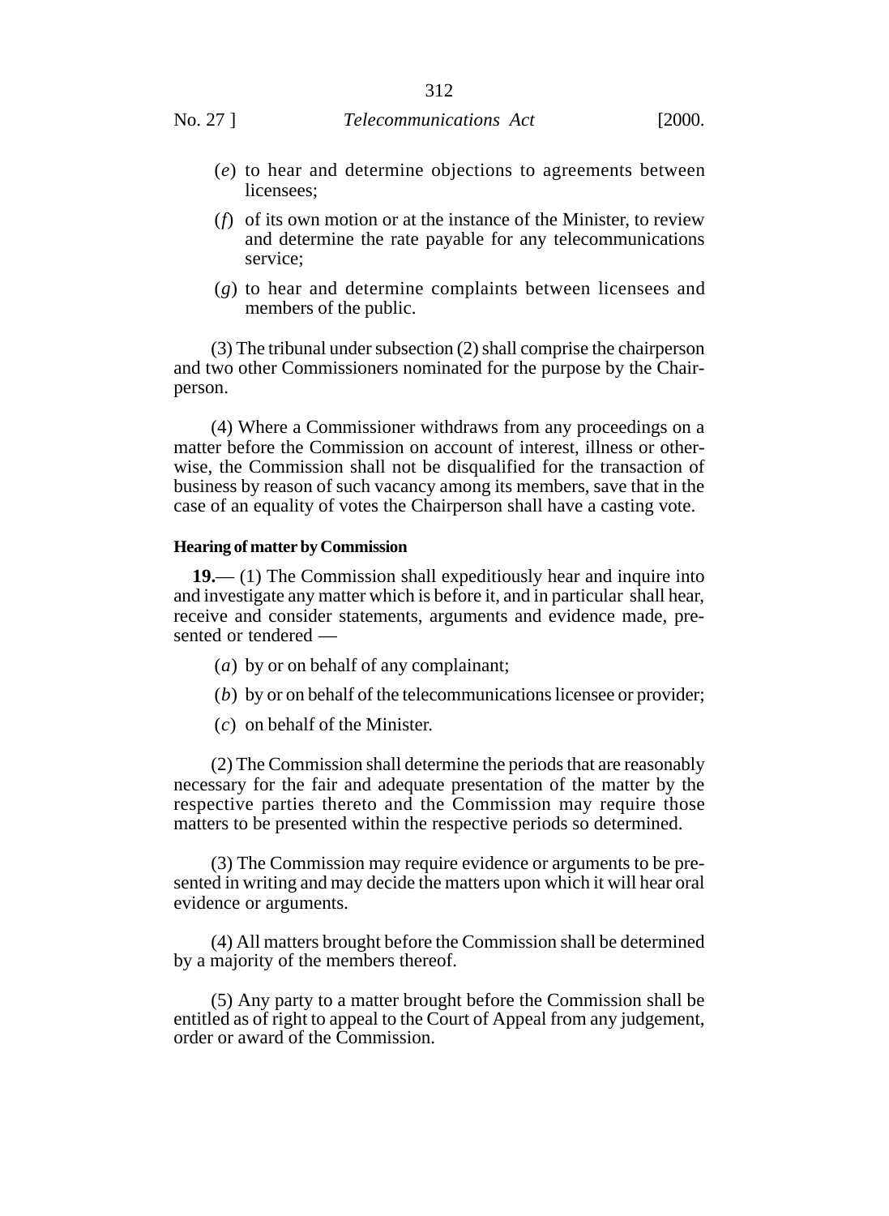(*e*) to hear and determine objections to agreements between licensees;

(*f*) of its own motion or at the instance of the Minister, to review and determine the rate payable for any telecommunications service;

(*g*) to hear and determine complaints between licensees and members of the public.

(3) The tribunal under subsection (2) shall comprise the chairperson and two other Commissioners nominated for the purpose by the Chairperson.

(4) Where a Commissioner withdraws from any proceedings on a matter before the Commission on account of interest, illness or otherwise, the Commission shall not be disqualified for the transaction of business by reason of such vacancy among its members, save that in the case of an equality of votes the Chairperson shall have a casting vote.

**Hearing of matter by Commission**

**19.**— (1) The Commission shall expeditiously hear and inquire into and investigate any matter which is before it, and in particular shall hear, receive and consider statements, arguments and evidence made, presented or tendered —

(*a*) by or on behalf of any complainant;

(*b*) by or on behalf of the telecommunications licensee or provider;

(*c*) on behalf of the Minister.

(2) The Commission shall determine the periods that are reasonably necessary for the fair and adequate presentation of the matter by the respective parties thereto and the Commission may require those matters to be presented within the respective periods so determined.

(3) The Commission may require evidence or arguments to be presented in writing and may decide the matters upon which it will hear oral evidence or arguments.

(4) All matters brought before the Commission shall be determined by a majority of the members thereof.

(5) Any party to a matter brought before the Commission shall be entitled as of right to appeal to the Court of Appeal from any judgement, order or award of the Commission.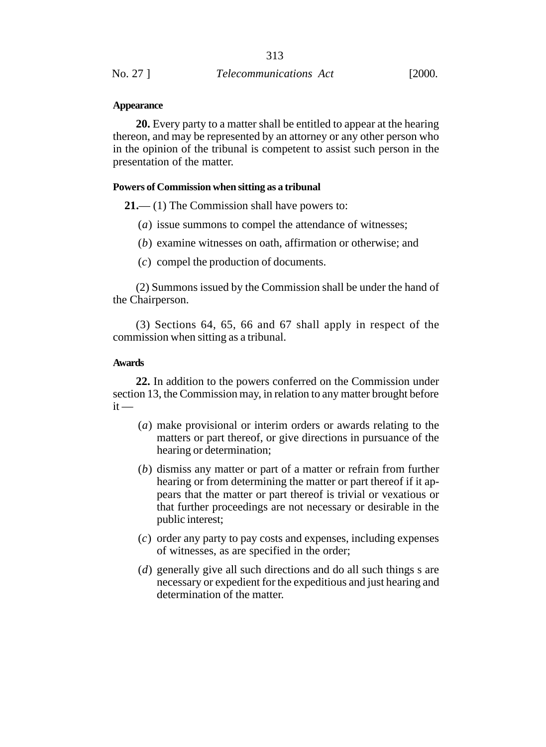**Appearance**

**20.** Every party to a matter shall be entitled to appear at the hearing thereon, and may be represented by an attorney or any other person who in the opinion of the tribunal is competent to assist such person in the presentation of the matter.

**Powers of Commission when sitting as a tribunal**

**21.**— (1) The Commission shall have powers to:

(*a*) issue summons to compel the attendance of witnesses;

(*b*) examine witnesses on oath, affirmation or otherwise; and

(*c*) compel the production of documents.

(2) Summons issued by the Commission shall be under the hand of the Chairperson.

(3) Sections 64, 65, 66 and 67 shall apply in respect of the commission when sitting as a tribunal.

**Awards**

**22.** In addition to the powers conferred on the Commission under section 13, the Commission may, in relation to any matter brought before it —

(*a*) make provisional or interim orders or awards relating to the matters or part thereof, or give directions in pursuance of the hearing or determination;

(*b*) dismiss any matter or part of a matter or refrain from further hearing or from determining the matter or part thereof if it appears that the matter or part thereof is trivial or vexatious or that further proceedings are not necessary or desirable in the public interest;

(*c*) order any party to pay costs and expenses, including expenses of witnesses, as are specified in the order;

(*d*) generally give all such directions and do all such things s are necessary or expedient for the expeditious and just hearing and determination of the matter.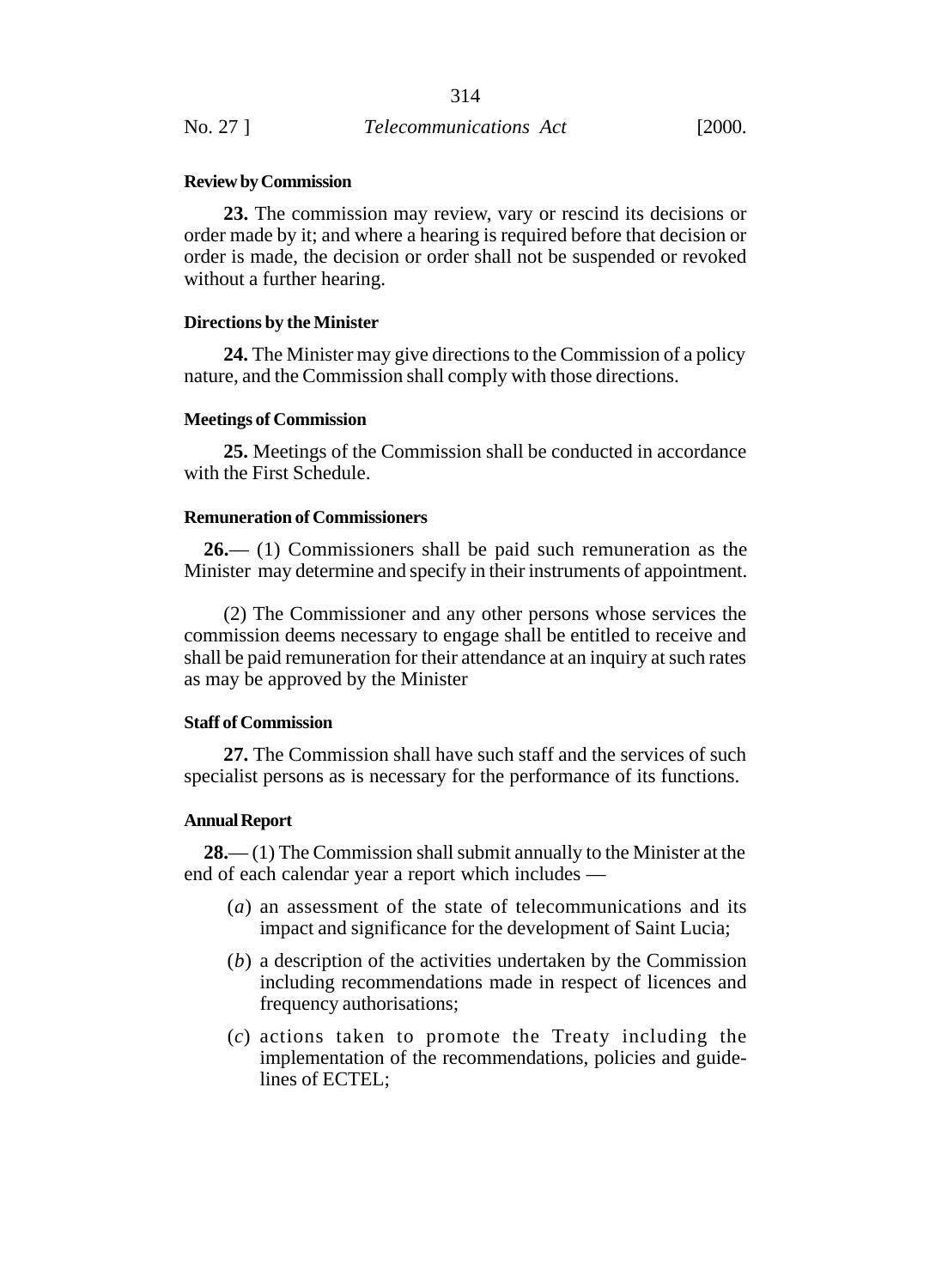**Review by Commission**

**23.** The commission may review, vary or rescind its decisions or order made by it; and where a hearing is required before that decision or order is made, the decision or order shall not be suspended or revoked without a further hearing.

**Directions by the Minister**

**24.** The Minister may give directions to the Commission of a policy nature, and the Commission shall comply with those directions.

**Meetings of Commission**

**25.** Meetings of the Commission shall be conducted in accordance with the First Schedule.

**Remuneration of Commissioners**

**26.**— (1) Commissioners shall be paid such remuneration as the Minister may determine and specify in their instruments of appointment.

(2) The Commissioner and any other persons whose services the commission deems necessary to engage shall be entitled to receive and shall be paid remuneration for their attendance at an inquiry at such rates as may be approved by the Minister

**Staff of Commission**

**27.** The Commission shall have such staff and the services of such specialist persons as is necessary for the performance of its functions.

**Annual Report**

**28.**— (1) The Commission shall submit annually to the Minister at the end of each calendar year a report which includes —

(*a*) an assessment of the state of telecommunications and its impact and significance for the development of Saint Lucia;

(*b*) a description of the activities undertaken by the Commission including recommendations made in respect of licences and frequency authorisations;

(*c*) actions taken to promote the Treaty including the implementation of the recommendations, policies and guidelines of ECTEL;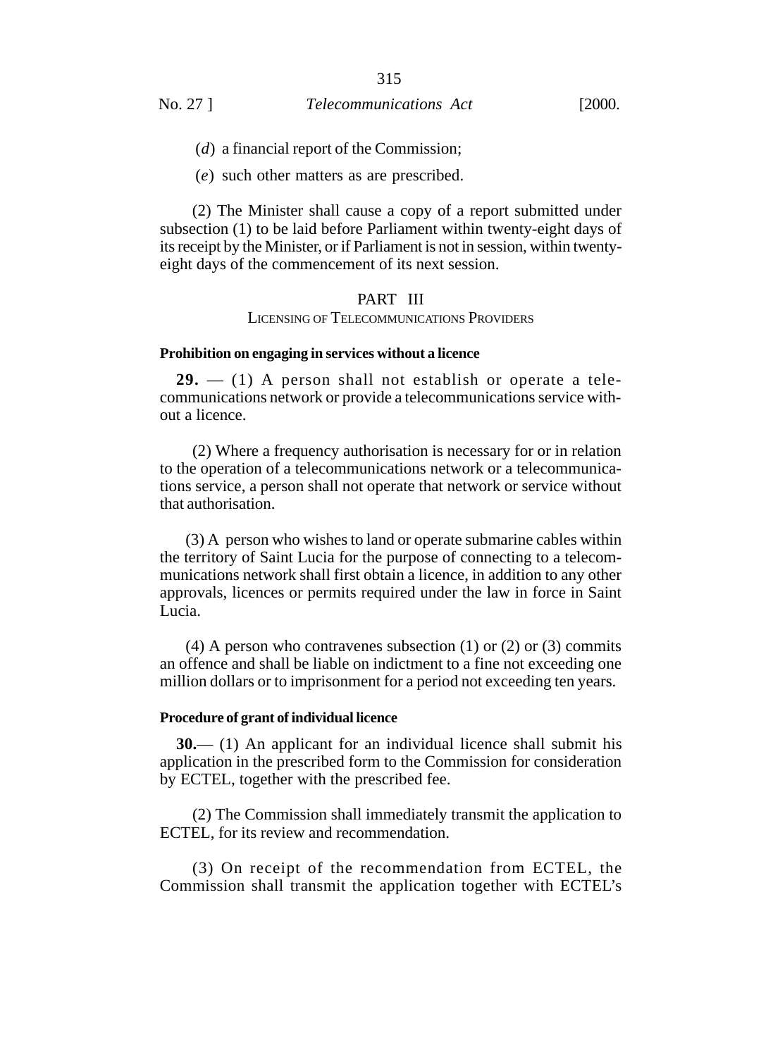(*d*) a financial report of the Commission;

(*e*) such other matters as are prescribed.

(2) The Minister shall cause a copy of a report submitted under subsection (1) to be laid before Parliament within twenty-eight days of its receipt by the Minister, or if Parliament is not in session, within twenty-eight days of the commencement of its next session.

## PART III

### LICENSING OF TELECOMMUNICATIONS PROVIDERS

**Prohibition on engaging in services without a licence**

**29.** — (1) A person shall not establish or operate a telecommunications network or provide a telecommunications service without a licence.

(2) Where a frequency authorisation is necessary for or in relation to the operation of a telecommunications network or a telecommunications service, a person shall not operate that network or service without that authorisation.

(3) A person who wishes to land or operate submarine cables within the territory of Saint Lucia for the purpose of connecting to a telecommunications network shall first obtain a licence, in addition to any other approvals, licences or permits required under the law in force in Saint Lucia.

(4) A person who contravenes subsection (1) or (2) or (3) commits an offence and shall be liable on indictment to a fine not exceeding one million dollars or to imprisonment for a period not exceeding ten years.

**Procedure of grant of individual licence**

**30.**— (1) An applicant for an individual licence shall submit his application in the prescribed form to the Commission for consideration by ECTEL, together with the prescribed fee.

(2) The Commission shall immediately transmit the application to ECTEL, for its review and recommendation.

(3) On receipt of the recommendation from ECTEL, the Commission shall transmit the application together with ECTEL's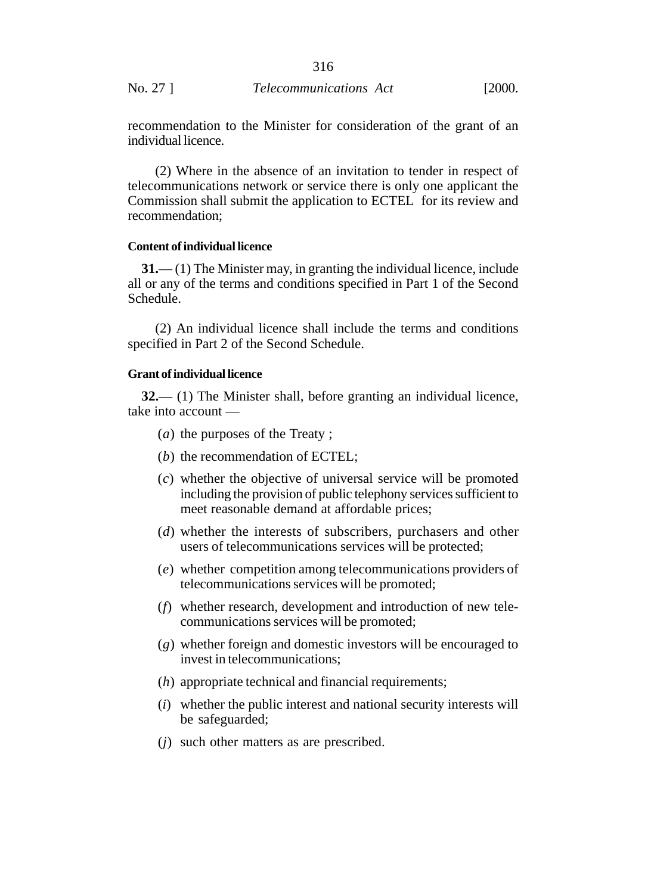recommendation to the Minister for consideration of the grant of an individual licence.

(2) Where in the absence of an invitation to tender in respect of telecommunications network or service there is only one applicant the Commission shall submit the application to ECTEL for its review and recommendation;

**Content of individual licence**

**31.**— (1) The Minister may, in granting the individual licence, include all or any of the terms and conditions specified in Part 1 of the Second Schedule.

(2) An individual licence shall include the terms and conditions specified in Part 2 of the Second Schedule.

**Grant of individual licence**

**32.**— (1) The Minister shall, before granting an individual licence, take into account —

(*a*) the purposes of the Treaty ;

(*b*) the recommendation of ECTEL;

(*c*) whether the objective of universal service will be promoted including the provision of public telephony services sufficient to meet reasonable demand at affordable prices;

(*d*) whether the interests of subscribers, purchasers and other users of telecommunications services will be protected;

(*e*) whether competition among telecommunications providers of telecommunications services will be promoted;

(*f*) whether research, development and introduction of new telecommunications services will be promoted;

(*g*) whether foreign and domestic investors will be encouraged to invest in telecommunications;

(*h*) appropriate technical and financial requirements;

(*i*) whether the public interest and national security interests will be safeguarded;

(*j*) such other matters as are prescribed.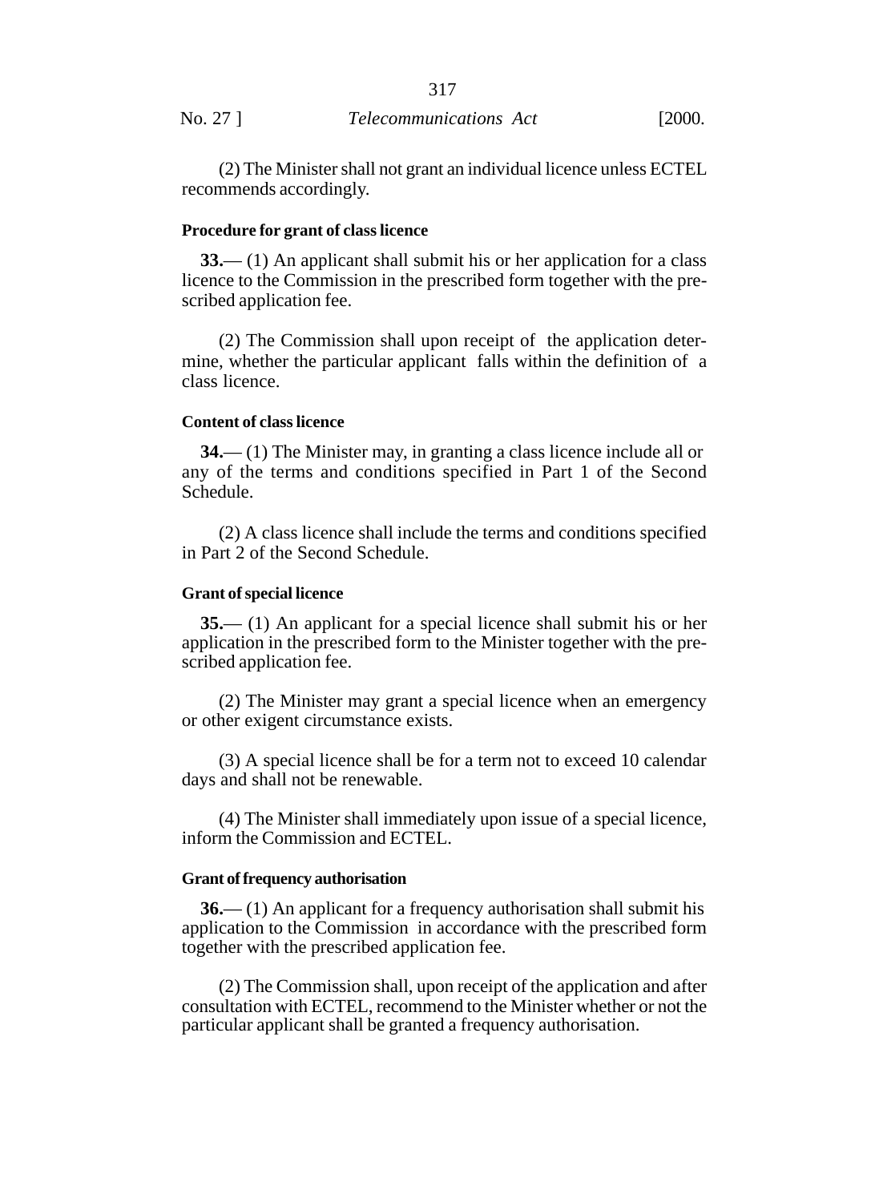(2) The Minister shall not grant an individual licence unless ECTEL recommends accordingly.

**Procedure for grant of class licence**

**33.**— (1) An applicant shall submit his or her application for a class licence to the Commission in the prescribed form together with the prescribed application fee.

(2) The Commission shall upon receipt of the application determine, whether the particular applicant falls within the definition of a class licence.

**Content of class licence**

**34.**— (1) The Minister may, in granting a class licence include all or any of the terms and conditions specified in Part 1 of the Second Schedule.

(2) A class licence shall include the terms and conditions specified in Part 2 of the Second Schedule.

**Grant of special licence**

**35.**— (1) An applicant for a special licence shall submit his or her application in the prescribed form to the Minister together with the prescribed application fee.

(2) The Minister may grant a special licence when an emergency or other exigent circumstance exists.

(3) A special licence shall be for a term not to exceed 10 calendar days and shall not be renewable.

(4) The Minister shall immediately upon issue of a special licence, inform the Commission and ECTEL.

**Grant of frequency authorisation**

**36.**— (1) An applicant for a frequency authorisation shall submit his application to the Commission in accordance with the prescribed form together with the prescribed application fee.

(2) The Commission shall, upon receipt of the application and after consultation with ECTEL, recommend to the Minister whether or not the particular applicant shall be granted a frequency authorisation.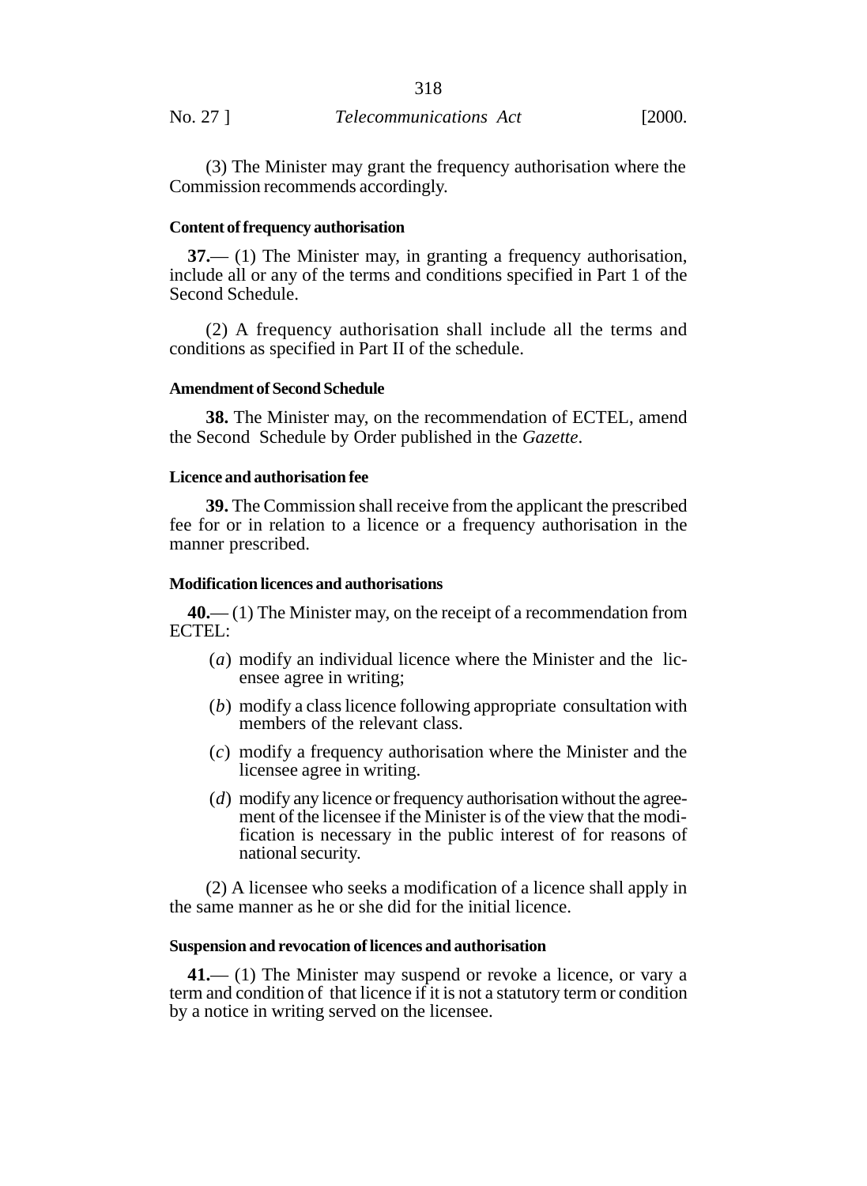(3) The Minister may grant the frequency authorisation where the Commission recommends accordingly.

**Content of frequency authorisation**

**37.**— (1) The Minister may, in granting a frequency authorisation, include all or any of the terms and conditions specified in Part 1 of the Second Schedule.

(2) A frequency authorisation shall include all the terms and conditions as specified in Part II of the schedule.

**Amendment of Second Schedule**

**38.** The Minister may, on the recommendation of ECTEL, amend the Second Schedule by Order published in the *Gazette*.

**Licence and authorisation fee**

**39.** The Commission shall receive from the applicant the prescribed fee for or in relation to a licence or a frequency authorisation in the manner prescribed.

**Modification licences and authorisations**

**40.**— (1) The Minister may, on the receipt of a recommendation from ECTEL:

(*a*) modify an individual licence where the Minister and the licensee agree in writing;

(*b*) modify a class licence following appropriate consultation with members of the relevant class.

(*c*) modify a frequency authorisation where the Minister and the licensee agree in writing.

(*d*) modify any licence or frequency authorisation without the agreement of the licensee if the Minister is of the view that the modification is necessary in the public interest of for reasons of national security.

(2) A licensee who seeks a modification of a licence shall apply in the same manner as he or she did for the initial licence.

**Suspension and revocation of licences and authorisation**

**41.**— (1) The Minister may suspend or revoke a licence, or vary a term and condition of that licence if it is not a statutory term or condition by a notice in writing served on the licensee.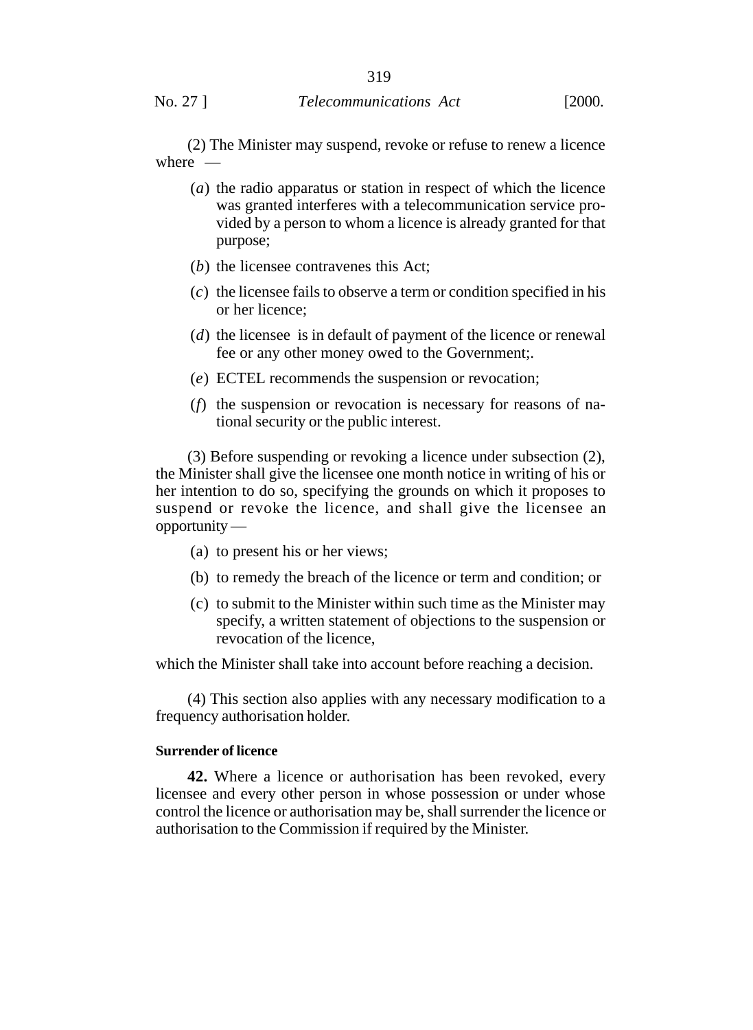(2) The Minister may suspend, revoke or refuse to renew a licence where —

- (*a*) the radio apparatus or station in respect of which the licence was granted interferes with a telecommunication service provided by a person to whom a licence is already granted for that purpose;
- (*b*) the licensee contravenes this Act;
- (*c*) the licensee fails to observe a term or condition specified in his or her licence;
- (*d*) the licensee is in default of payment of the licence or renewal fee or any other money owed to the Government;.
- (*e*) ECTEL recommends the suspension or revocation;
- (*f*) the suspension or revocation is necessary for reasons of national security or the public interest.

(3) Before suspending or revoking a licence under subsection (2), the Minister shall give the licensee one month notice in writing of his or her intention to do so, specifying the grounds on which it proposes to suspend or revoke the licence, and shall give the licensee an opportunity —

- (a) to present his or her views;
- (b) to remedy the breach of the licence or term and condition; or
- (c) to submit to the Minister within such time as the Minister may specify, a written statement of objections to the suspension or revocation of the licence,

which the Minister shall take into account before reaching a decision.

(4) This section also applies with any necessary modification to a frequency authorisation holder.

**Surrender of licence**

**42.** Where a licence or authorisation has been revoked, every licensee and every other person in whose possession or under whose control the licence or authorisation may be, shall surrender the licence or authorisation to the Commission if required by the Minister.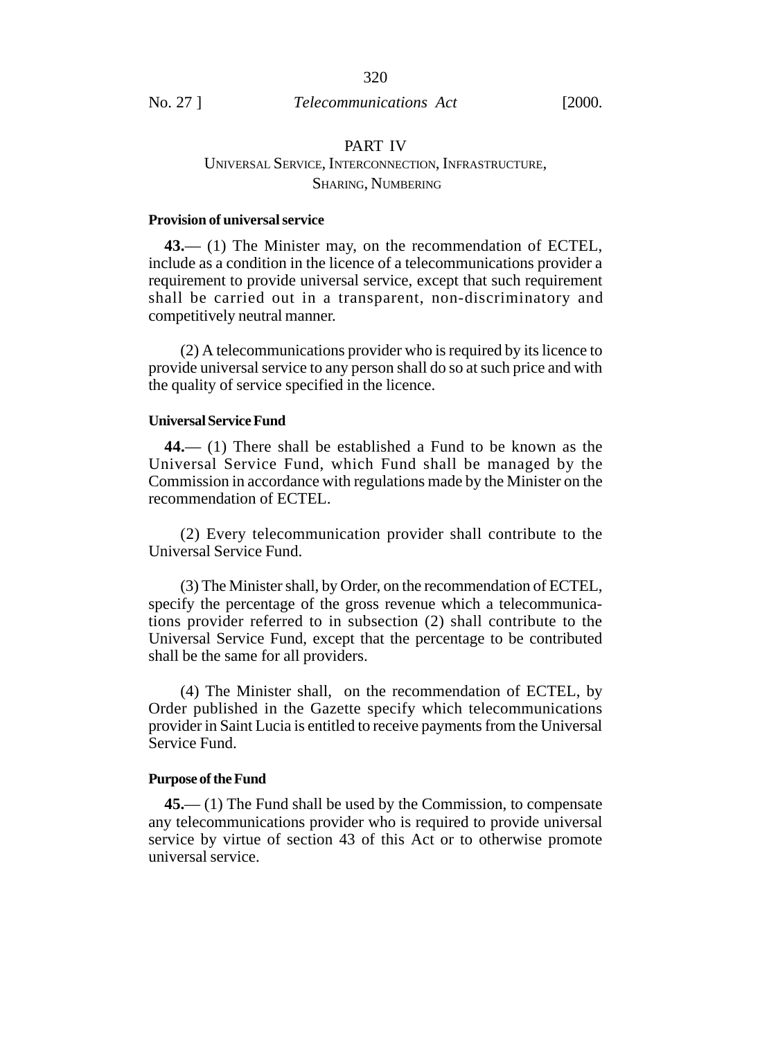## PART IV

### UNIVERSAL SERVICE, INTERCONNECTION, INFRASTRUCTURE, SHARING, NUMBERING

**Provision of universal service**

**43.**— (1) The Minister may, on the recommendation of ECTEL, include as a condition in the licence of a telecommunications provider a requirement to provide universal service, except that such requirement shall be carried out in a transparent, non-discriminatory and competitively neutral manner.

(2) A telecommunications provider who is required by its licence to provide universal service to any person shall do so at such price and with the quality of service specified in the licence.

**Universal Service Fund**

**44.**— (1) There shall be established a Fund to be known as the Universal Service Fund, which Fund shall be managed by the Commission in accordance with regulations made by the Minister on the recommendation of ECTEL.

(2) Every telecommunication provider shall contribute to the Universal Service Fund.

(3) The Minister shall, by Order, on the recommendation of ECTEL, specify the percentage of the gross revenue which a telecommunications provider referred to in subsection (2) shall contribute to the Universal Service Fund, except that the percentage to be contributed shall be the same for all providers.

(4) The Minister shall, on the recommendation of ECTEL, by Order published in the Gazette specify which telecommunications provider in Saint Lucia is entitled to receive payments from the Universal Service Fund.

**Purpose of the Fund**

**45.**— (1) The Fund shall be used by the Commission, to compensate any telecommunications provider who is required to provide universal service by virtue of section 43 of this Act or to otherwise promote universal service.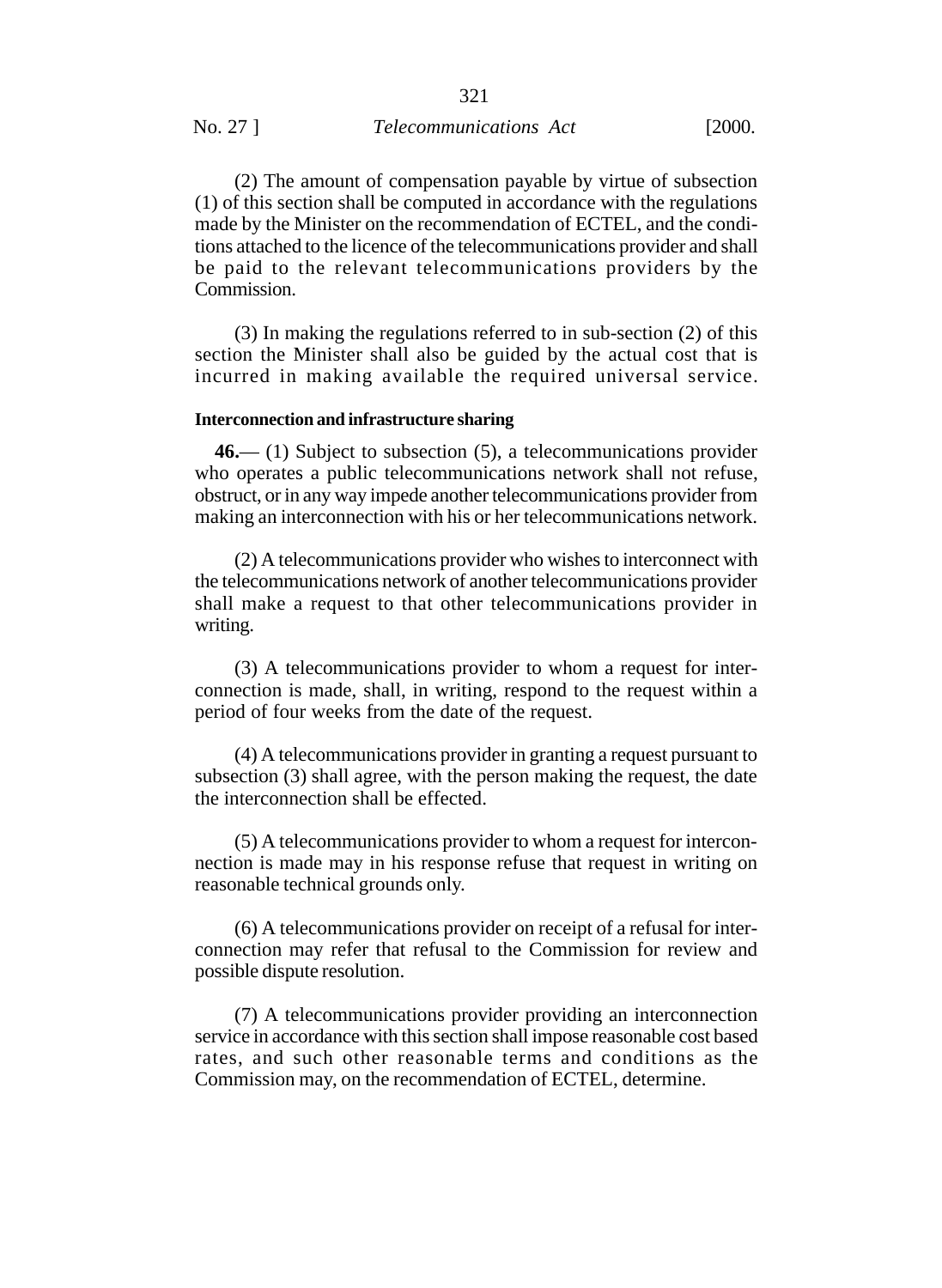(2) The amount of compensation payable by virtue of subsection (1) of this section shall be computed in accordance with the regulations made by the Minister on the recommendation of ECTEL, and the conditions attached to the licence of the telecommunications provider and shall be paid to the relevant telecommunications providers by the Commission.

(3) In making the regulations referred to in sub-section (2) of this section the Minister shall also be guided by the actual cost that is incurred in making available the required universal service.

**Interconnection and infrastructure sharing**

**46.**— (1) Subject to subsection (5), a telecommunications provider who operates a public telecommunications network shall not refuse, obstruct, or in any way impede another telecommunications provider from making an interconnection with his or her telecommunications network.

(2) A telecommunications provider who wishes to interconnect with the telecommunications network of another telecommunications provider shall make a request to that other telecommunications provider in writing.

(3) A telecommunications provider to whom a request for interconnection is made, shall, in writing, respond to the request within a period of four weeks from the date of the request.

(4) A telecommunications provider in granting a request pursuant to subsection (3) shall agree, with the person making the request, the date the interconnection shall be effected.

(5) A telecommunications provider to whom a request for interconnection is made may in his response refuse that request in writing on reasonable technical grounds only.

(6) A telecommunications provider on receipt of a refusal for interconnection may refer that refusal to the Commission for review and possible dispute resolution.

(7) A telecommunications provider providing an interconnection service in accordance with this section shall impose reasonable cost based rates, and such other reasonable terms and conditions as the Commission may, on the recommendation of ECTEL, determine.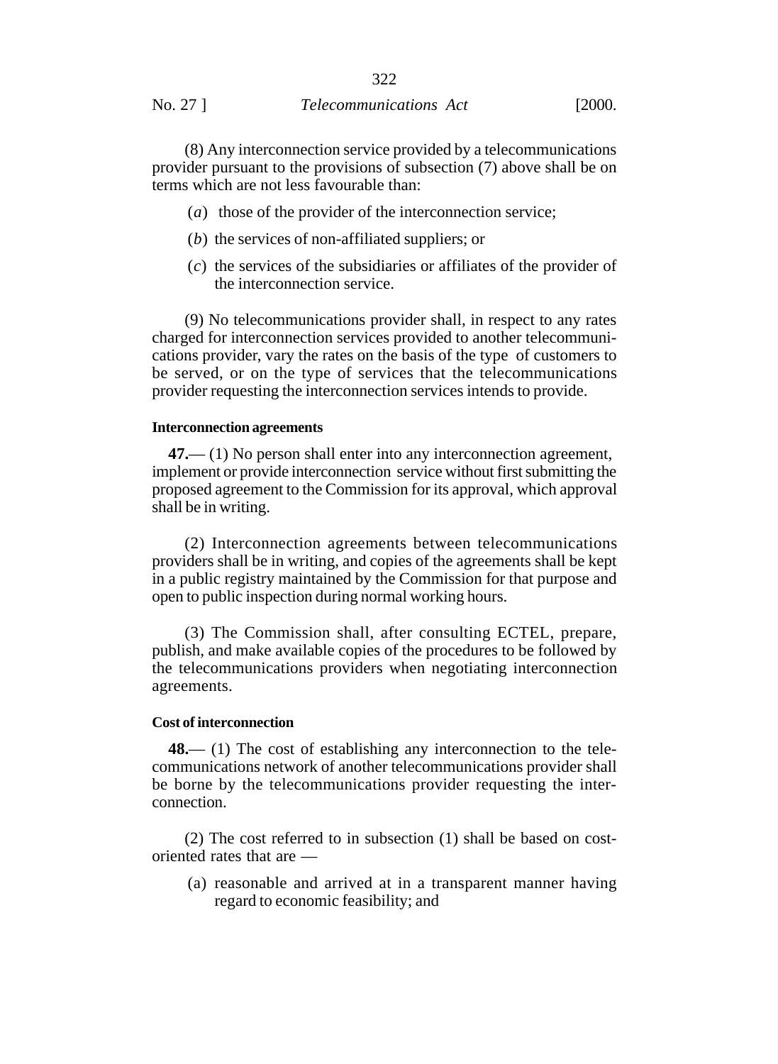(8) Any interconnection service provided by a telecommunications provider pursuant to the provisions of subsection (7) above shall be on terms which are not less favourable than:

(*a*) those of the provider of the interconnection service;

(*b*) the services of non-affiliated suppliers; or

(*c*) the services of the subsidiaries or affiliates of the provider of the interconnection service.

(9) No telecommunications provider shall, in respect to any rates charged for interconnection services provided to another telecommunications provider, vary the rates on the basis of the type of customers to be served, or on the type of services that the telecommunications provider requesting the interconnection services intends to provide.

**Interconnection agreements**

**47.**— (1) No person shall enter into any interconnection agreement, implement or provide interconnection service without first submitting the proposed agreement to the Commission for its approval, which approval shall be in writing.

(2) Interconnection agreements between telecommunications providers shall be in writing, and copies of the agreements shall be kept in a public registry maintained by the Commission for that purpose and open to public inspection during normal working hours.

(3) The Commission shall, after consulting ECTEL, prepare, publish, and make available copies of the procedures to be followed by the telecommunications providers when negotiating interconnection agreements.

**Cost of interconnection**

**48.**— (1) The cost of establishing any interconnection to the telecommunications network of another telecommunications provider shall be borne by the telecommunications provider requesting the interconnection.

(2) The cost referred to in subsection (1) shall be based on cost-oriented rates that are —

(a) reasonable and arrived at in a transparent manner having regard to economic feasibility; and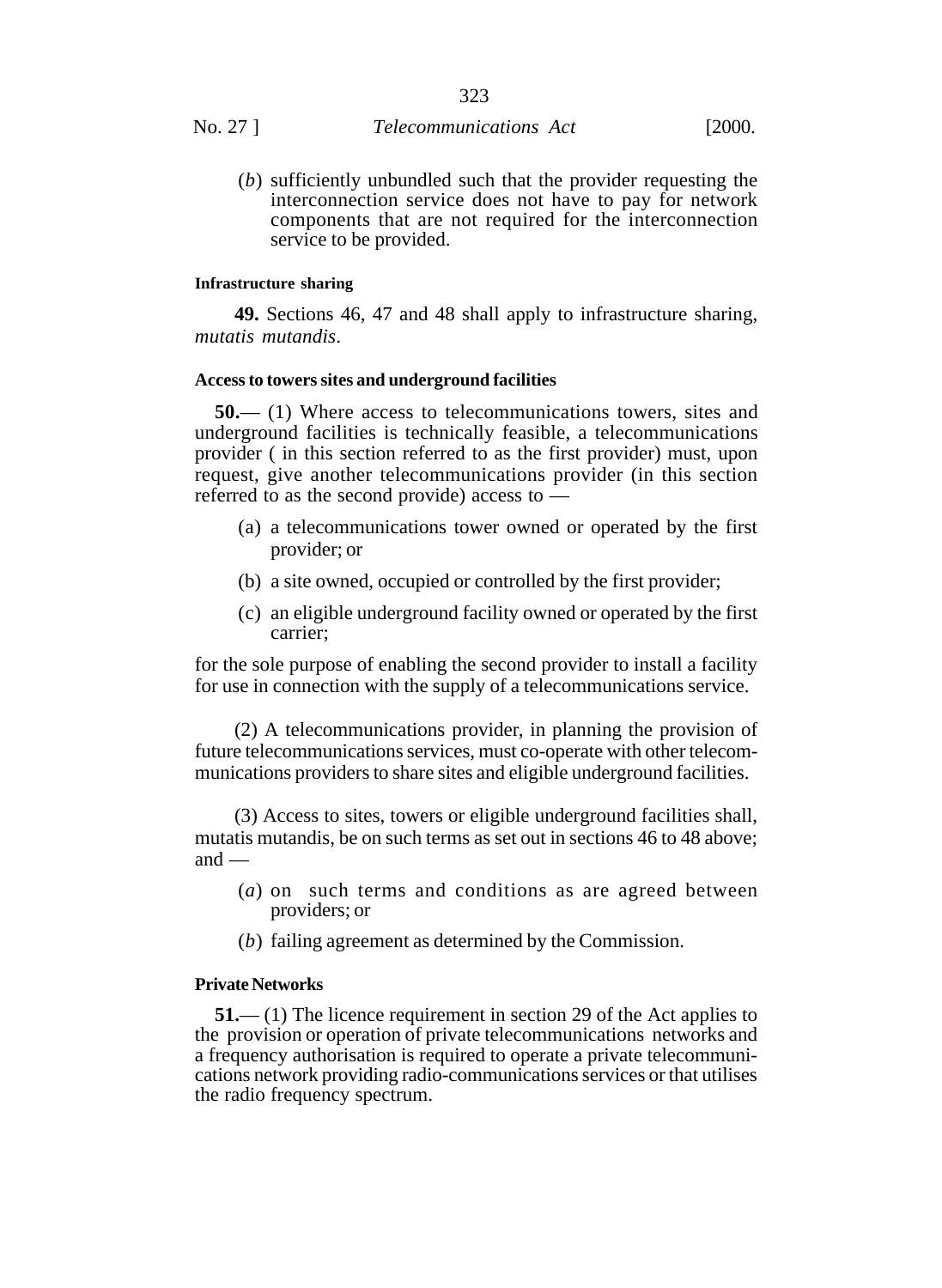(*b*) sufficiently unbundled such that the provider requesting the interconnection service does not have to pay for network components that are not required for the interconnection service to be provided.

**Infrastructure sharing**

**49.** Sections 46, 47 and 48 shall apply to infrastructure sharing, *mutatis mutandis*.

**Access to towers sites and underground facilities**

**50.**— (1) Where access to telecommunications towers, sites and underground facilities is technically feasible, a telecommunications provider ( in this section referred to as the first provider) must, upon request, give another telecommunications provider (in this section referred to as the second provide) access to —

(a) a telecommunications tower owned or operated by the first provider; or

(b) a site owned, occupied or controlled by the first provider;

(c) an eligible underground facility owned or operated by the first carrier;

for the sole purpose of enabling the second provider to install a facility for use in connection with the supply of a telecommunications service.

(2) A telecommunications provider, in planning the provision of future telecommunications services, must co-operate with other telecommunications providers to share sites and eligible underground facilities.

(3) Access to sites, towers or eligible underground facilities shall, mutatis mutandis, be on such terms as set out in sections 46 to 48 above; and —

(*a*) on such terms and conditions as are agreed between providers; or

(*b*) failing agreement as determined by the Commission.

**Private Networks**

**51.**— (1) The licence requirement in section 29 of the Act applies to the provision or operation of private telecommunications networks and a frequency authorisation is required to operate a private telecommunications network providing radio-communications services or that utilises the radio frequency spectrum.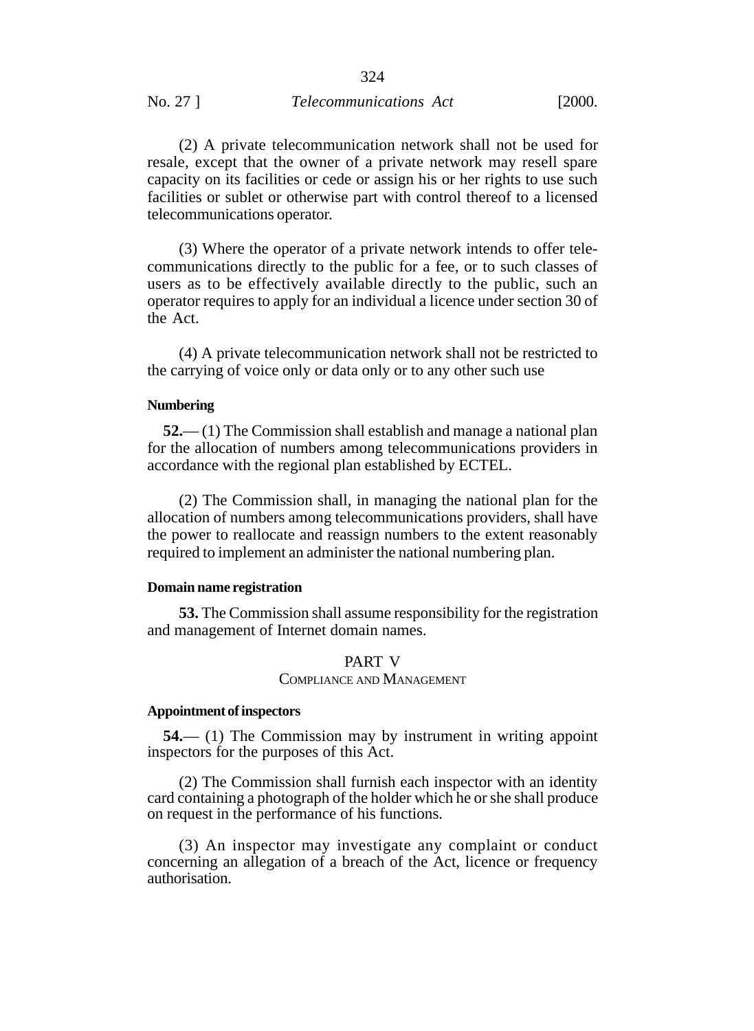(2) A private telecommunication network shall not be used for resale, except that the owner of a private network may resell spare capacity on its facilities or cede or assign his or her rights to use such facilities or sublet or otherwise part with control thereof to a licensed telecommunications operator.

(3) Where the operator of a private network intends to offer telecommunications directly to the public for a fee, or to such classes of users as to be effectively available directly to the public, such an operator requires to apply for an individual a licence under section 30 of the Act.

(4) A private telecommunication network shall not be restricted to the carrying of voice only or data only or to any other such use

**Numbering**

**52.**— (1) The Commission shall establish and manage a national plan for the allocation of numbers among telecommunications providers in accordance with the regional plan established by ECTEL.

(2) The Commission shall, in managing the national plan for the allocation of numbers among telecommunications providers, shall have the power to reallocate and reassign numbers to the extent reasonably required to implement an administer the national numbering plan.

**Domain name registration**

**53.** The Commission shall assume responsibility for the registration and management of Internet domain names.

## PART V
### COMPLIANCE AND MANAGEMENT

**Appointment of inspectors**

**54.**— (1) The Commission may by instrument in writing appoint inspectors for the purposes of this Act.

(2) The Commission shall furnish each inspector with an identity card containing a photograph of the holder which he or she shall produce on request in the performance of his functions.

(3) An inspector may investigate any complaint or conduct concerning an allegation of a breach of the Act, licence or frequency authorisation.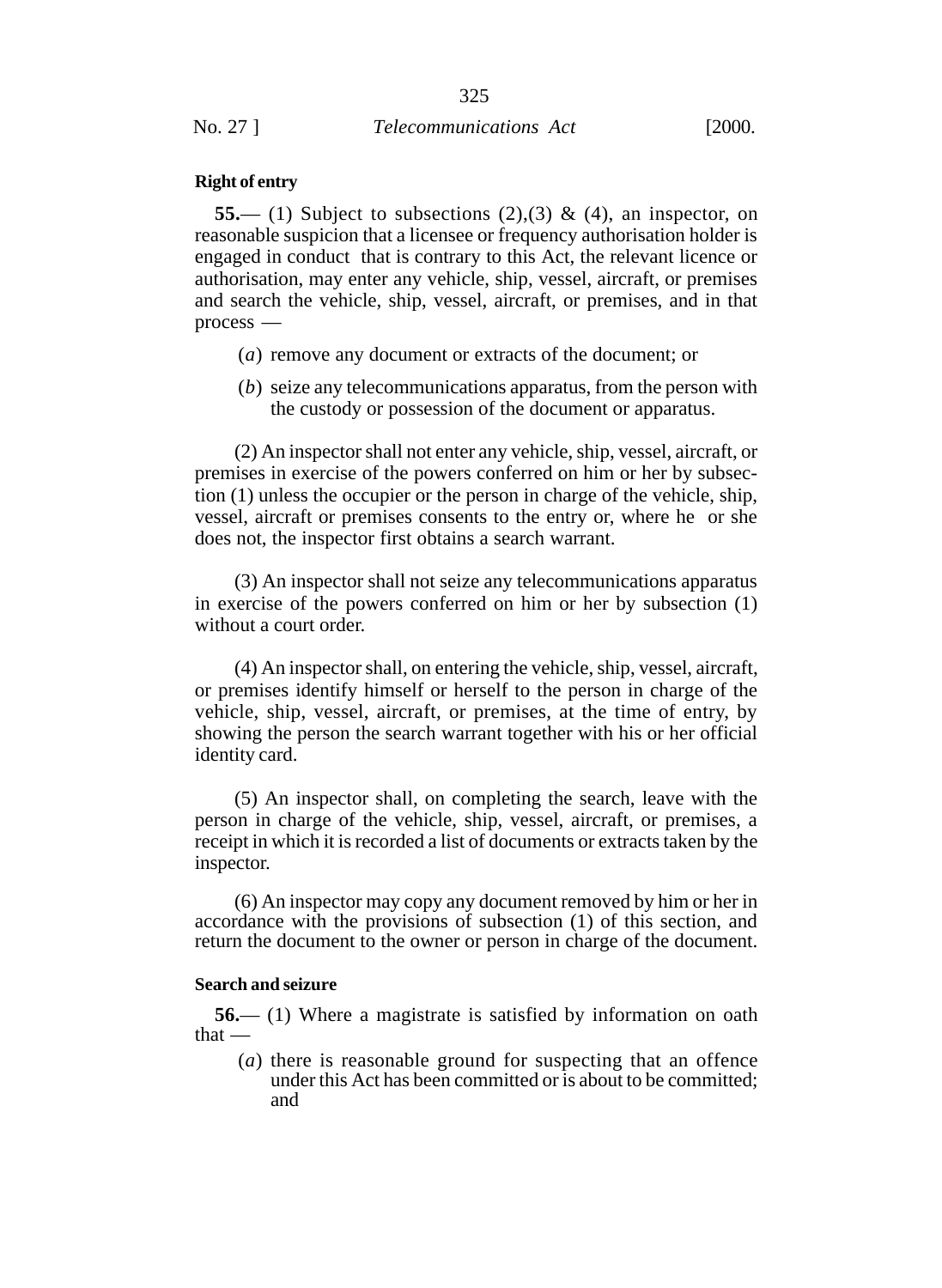**Right of entry**

**55.**— (1) Subject to subsections (2),(3) & (4), an inspector, on reasonable suspicion that a licensee or frequency authorisation holder is engaged in conduct that is contrary to this Act, the relevant licence or authorisation, may enter any vehicle, ship, vessel, aircraft, or premises and search the vehicle, ship, vessel, aircraft, or premises, and in that process —

(*a*) remove any document or extracts of the document; or

(*b*) seize any telecommunications apparatus, from the person with the custody or possession of the document or apparatus.

(2) An inspector shall not enter any vehicle, ship, vessel, aircraft, or premises in exercise of the powers conferred on him or her by subsection (1) unless the occupier or the person in charge of the vehicle, ship, vessel, aircraft or premises consents to the entry or, where he or she does not, the inspector first obtains a search warrant.

(3) An inspector shall not seize any telecommunications apparatus in exercise of the powers conferred on him or her by subsection (1) without a court order.

(4) An inspector shall, on entering the vehicle, ship, vessel, aircraft, or premises identify himself or herself to the person in charge of the vehicle, ship, vessel, aircraft, or premises, at the time of entry, by showing the person the search warrant together with his or her official identity card.

(5) An inspector shall, on completing the search, leave with the person in charge of the vehicle, ship, vessel, aircraft, or premises, a receipt in which it is recorded a list of documents or extracts taken by the inspector.

(6) An inspector may copy any document removed by him or her in accordance with the provisions of subsection (1) of this section, and return the document to the owner or person in charge of the document.

**Search and seizure**

**56.**— (1) Where a magistrate is satisfied by information on oath that —

(*a*) there is reasonable ground for suspecting that an offence under this Act has been committed or is about to be committed; and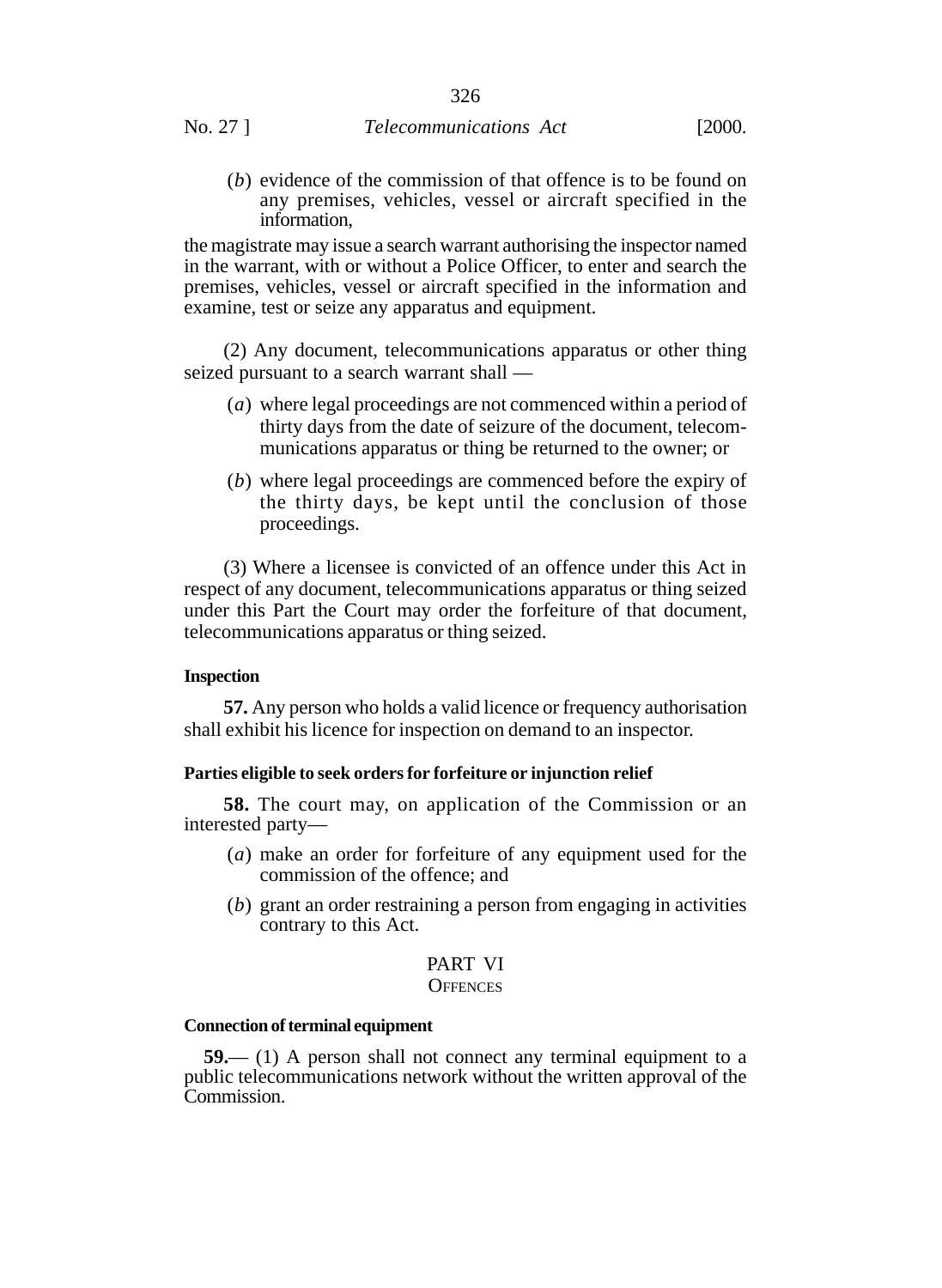(*b*) evidence of the commission of that offence is to be found on any premises, vehicles, vessel or aircraft specified in the information,

the magistrate may issue a search warrant authorising the inspector named in the warrant, with or without a Police Officer, to enter and search the premises, vehicles, vessel or aircraft specified in the information and examine, test or seize any apparatus and equipment.

(2) Any document, telecommunications apparatus or other thing seized pursuant to a search warrant shall —

(*a*) where legal proceedings are not commenced within a period of thirty days from the date of seizure of the document, telecommunications apparatus or thing be returned to the owner; or

(*b*) where legal proceedings are commenced before the expiry of the thirty days, be kept until the conclusion of those proceedings.

(3) Where a licensee is convicted of an offence under this Act in respect of any document, telecommunications apparatus or thing seized under this Part the Court may order the forfeiture of that document, telecommunications apparatus or thing seized.

**Inspection**

**57.** Any person who holds a valid licence or frequency authorisation shall exhibit his licence for inspection on demand to an inspector.

**Parties eligible to seek orders for forfeiture or injunction relief**

**58.** The court may, on application of the Commission or an interested party—

(*a*) make an order for forfeiture of any equipment used for the commission of the offence; and

(*b*) grant an order restraining a person from engaging in activities contrary to this Act.

## PART VI
## OFFENCES

**Connection of terminal equipment**

**59.**— (1) A person shall not connect any terminal equipment to a public telecommunications network without the written approval of the Commission.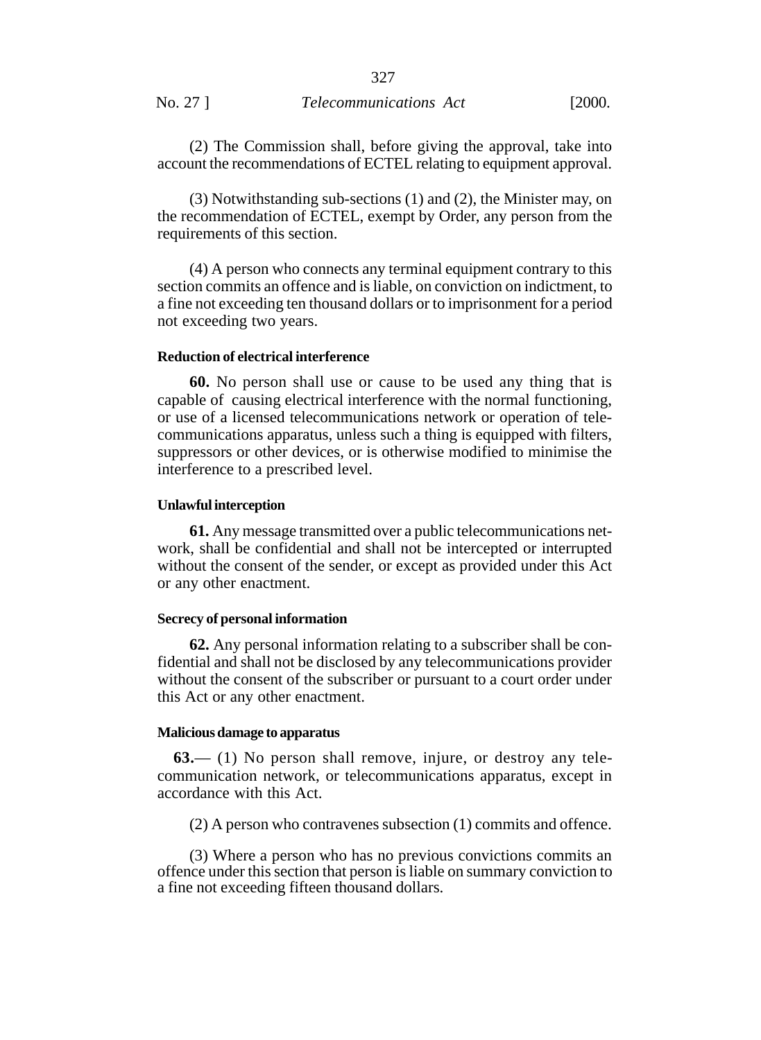(2) The Commission shall, before giving the approval, take into account the recommendations of ECTEL relating to equipment approval.

(3) Notwithstanding sub-sections (1) and (2), the Minister may, on the recommendation of ECTEL, exempt by Order, any person from the requirements of this section.

(4) A person who connects any terminal equipment contrary to this section commits an offence and is liable, on conviction on indictment, to a fine not exceeding ten thousand dollars or to imprisonment for a period not exceeding two years.

**Reduction of electrical interference**

**60.** No person shall use or cause to be used any thing that is capable of causing electrical interference with the normal functioning, or use of a licensed telecommunications network or operation of telecommunications apparatus, unless such a thing is equipped with filters, suppressors or other devices, or is otherwise modified to minimise the interference to a prescribed level.

**Unlawful interception**

**61.** Any message transmitted over a public telecommunications network, shall be confidential and shall not be intercepted or interrupted without the consent of the sender, or except as provided under this Act or any other enactment.

**Secrecy of personal information**

**62.** Any personal information relating to a subscriber shall be confidential and shall not be disclosed by any telecommunications provider without the consent of the subscriber or pursuant to a court order under this Act or any other enactment.

**Malicious damage to apparatus**

**63.**— (1) No person shall remove, injure, or destroy any telecommunication network, or telecommunications apparatus, except in accordance with this Act.

(2) A person who contravenes subsection (1) commits and offence.

(3) Where a person who has no previous convictions commits an offence under this section that person is liable on summary conviction to a fine not exceeding fifteen thousand dollars.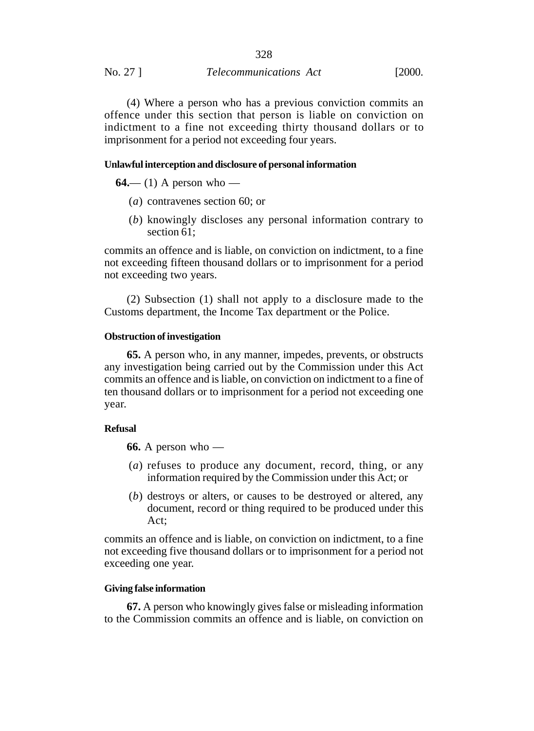(4) Where a person who has a previous conviction commits an offence under this section that person is liable on conviction on indictment to a fine not exceeding thirty thousand dollars or to imprisonment for a period not exceeding four years.

**Unlawful interception and disclosure of personal information**

**64.**— (1) A person who —

(*a*) contravenes section 60; or

(*b*) knowingly discloses any personal information contrary to section 61;

commits an offence and is liable, on conviction on indictment, to a fine not exceeding fifteen thousand dollars or to imprisonment for a period not exceeding two years.

(2) Subsection (1) shall not apply to a disclosure made to the Customs department, the Income Tax department or the Police.

**Obstruction of investigation**

**65.** A person who, in any manner, impedes, prevents, or obstructs any investigation being carried out by the Commission under this Act commits an offence and is liable, on conviction on indictment to a fine of ten thousand dollars or to imprisonment for a period not exceeding one year.

**Refusal**

**66.** A person who —

(*a*) refuses to produce any document, record, thing, or any information required by the Commission under this Act; or

(*b*) destroys or alters, or causes to be destroyed or altered, any document, record or thing required to be produced under this Act;

commits an offence and is liable, on conviction on indictment, to a fine not exceeding five thousand dollars or to imprisonment for a period not exceeding one year.

**Giving false information**

**67.** A person who knowingly gives false or misleading information to the Commission commits an offence and is liable, on conviction on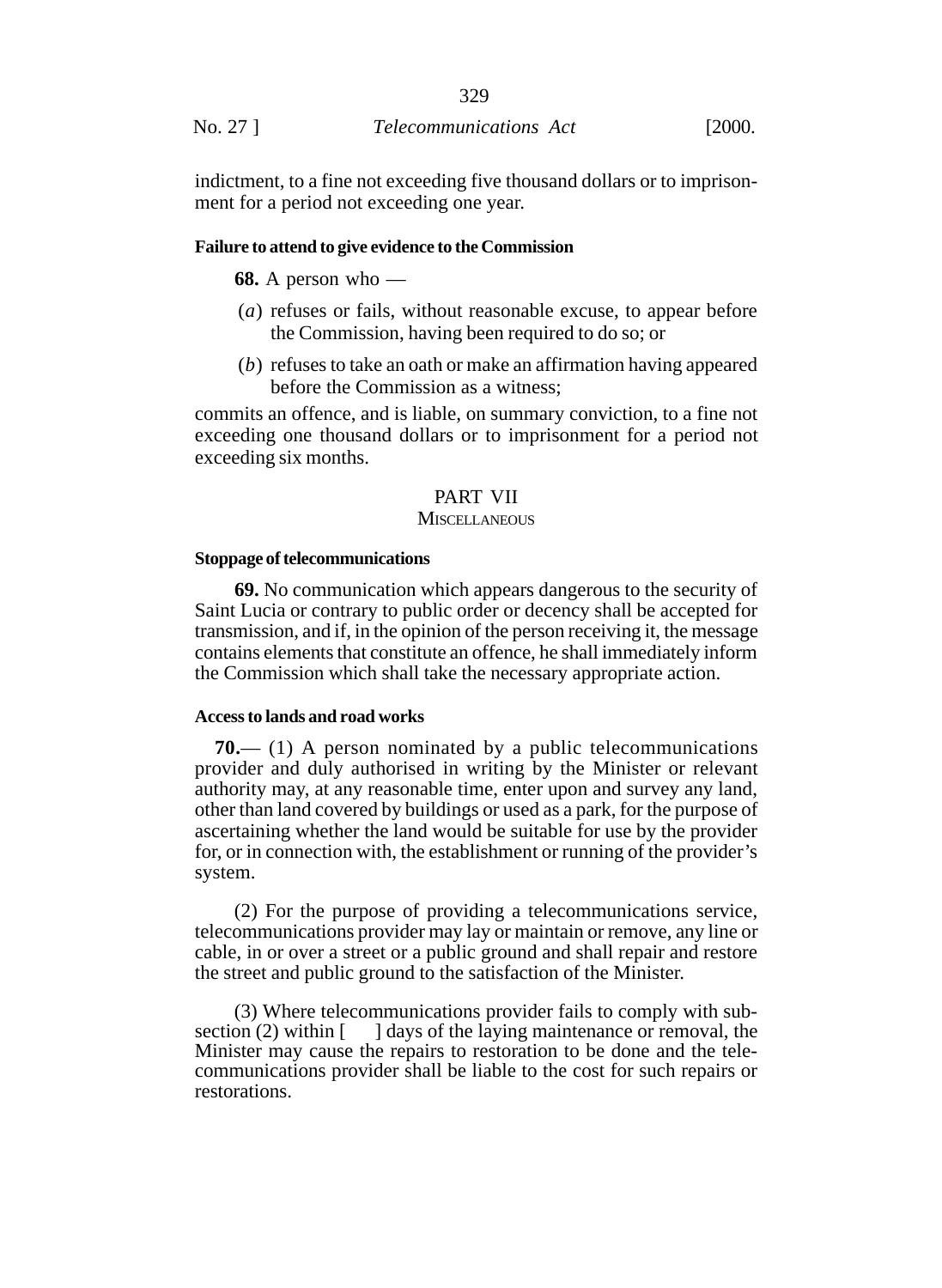indictment, to a fine not exceeding five thousand dollars or to imprisonment for a period not exceeding one year.

**Failure to attend to give evidence to the Commission**

**68.** A person who —

(*a*) refuses or fails, without reasonable excuse, to appear before the Commission, having been required to do so; or

(*b*) refuses to take an oath or make an affirmation having appeared before the Commission as a witness;

commits an offence, and is liable, on summary conviction, to a fine not exceeding one thousand dollars or to imprisonment for a period not exceeding six months.

## PART VII
### MISCELLANEOUS

**Stoppage of telecommunications**

**69.** No communication which appears dangerous to the security of Saint Lucia or contrary to public order or decency shall be accepted for transmission, and if, in the opinion of the person receiving it, the message contains elements that constitute an offence, he shall immediately inform the Commission which shall take the necessary appropriate action.

**Access to lands and road works**

**70.**— (1) A person nominated by a public telecommunications provider and duly authorised in writing by the Minister or relevant authority may, at any reasonable time, enter upon and survey any land, other than land covered by buildings or used as a park, for the purpose of ascertaining whether the land would be suitable for use by the provider for, or in connection with, the establishment or running of the provider's system.

(2) For the purpose of providing a telecommunications service, telecommunications provider may lay or maintain or remove, any line or cable, in or over a street or a public ground and shall repair and restore the street and public ground to the satisfaction of the Minister.

(3) Where telecommunications provider fails to comply with subsection (2) within [ ] days of the laying maintenance or removal, the Minister may cause the repairs to restoration to be done and the telecommunications provider shall be liable to the cost for such repairs or restorations.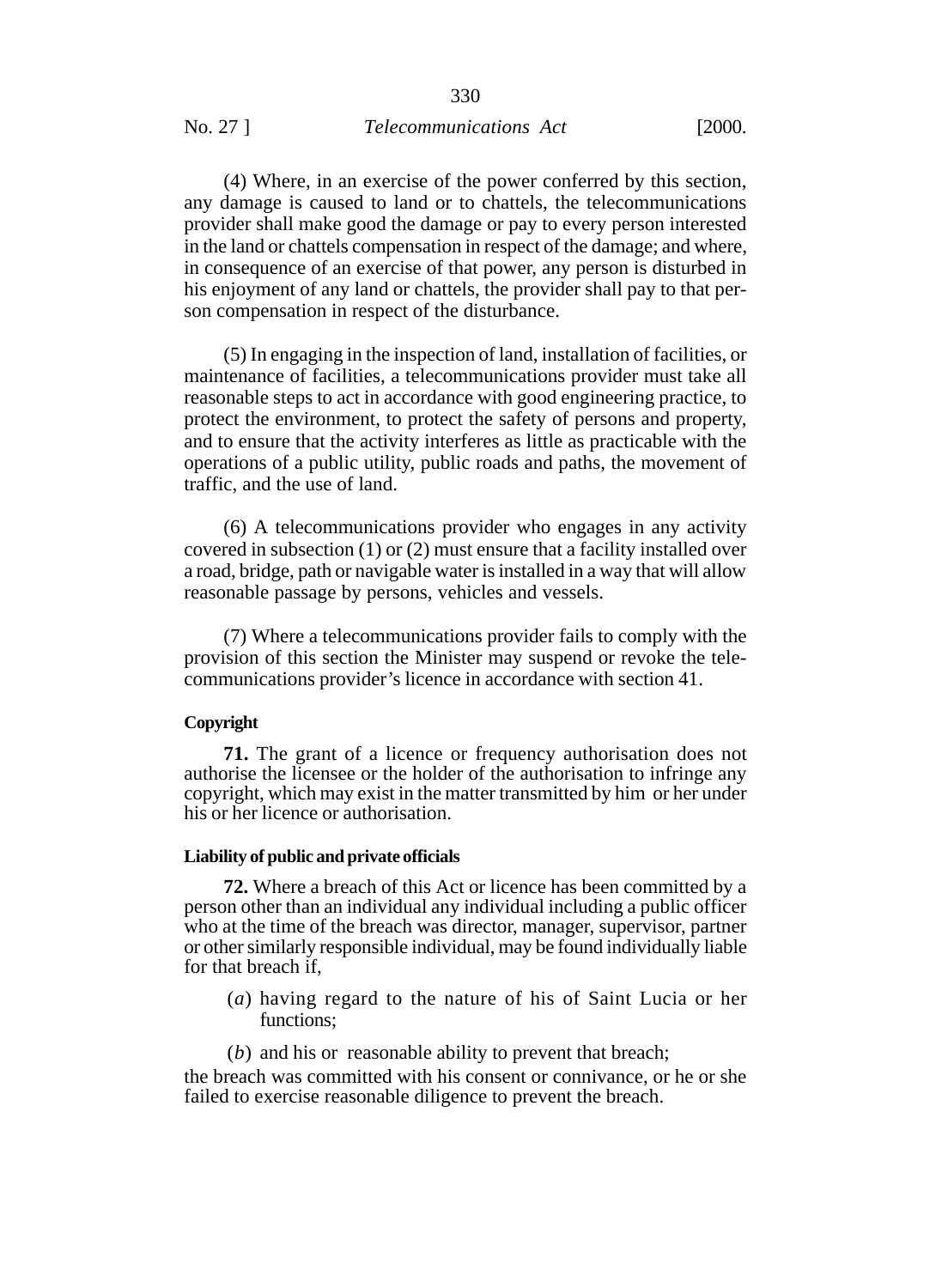(4) Where, in an exercise of the power conferred by this section, any damage is caused to land or to chattels, the telecommunications provider shall make good the damage or pay to every person interested in the land or chattels compensation in respect of the damage; and where, in consequence of an exercise of that power, any person is disturbed in his enjoyment of any land or chattels, the provider shall pay to that person compensation in respect of the disturbance.

(5) In engaging in the inspection of land, installation of facilities, or maintenance of facilities, a telecommunications provider must take all reasonable steps to act in accordance with good engineering practice, to protect the environment, to protect the safety of persons and property, and to ensure that the activity interferes as little as practicable with the operations of a public utility, public roads and paths, the movement of traffic, and the use of land.

(6) A telecommunications provider who engages in any activity covered in subsection (1) or (2) must ensure that a facility installed over a road, bridge, path or navigable water is installed in a way that will allow reasonable passage by persons, vehicles and vessels.

(7) Where a telecommunications provider fails to comply with the provision of this section the Minister may suspend or revoke the telecommunications provider's licence in accordance with section 41.

**Copyright**

**71.** The grant of a licence or frequency authorisation does not authorise the licensee or the holder of the authorisation to infringe any copyright, which may exist in the matter transmitted by him or her under his or her licence or authorisation.

**Liability of public and private officials**

**72.** Where a breach of this Act or licence has been committed by a person other than an individual any individual including a public officer who at the time of the breach was director, manager, supervisor, partner or other similarly responsible individual, may be found individually liable for that breach if,

(*a*) having regard to the nature of his of Saint Lucia or her functions;

(*b*) and his or reasonable ability to prevent that breach;

the breach was committed with his consent or connivance, or he or she failed to exercise reasonable diligence to prevent the breach.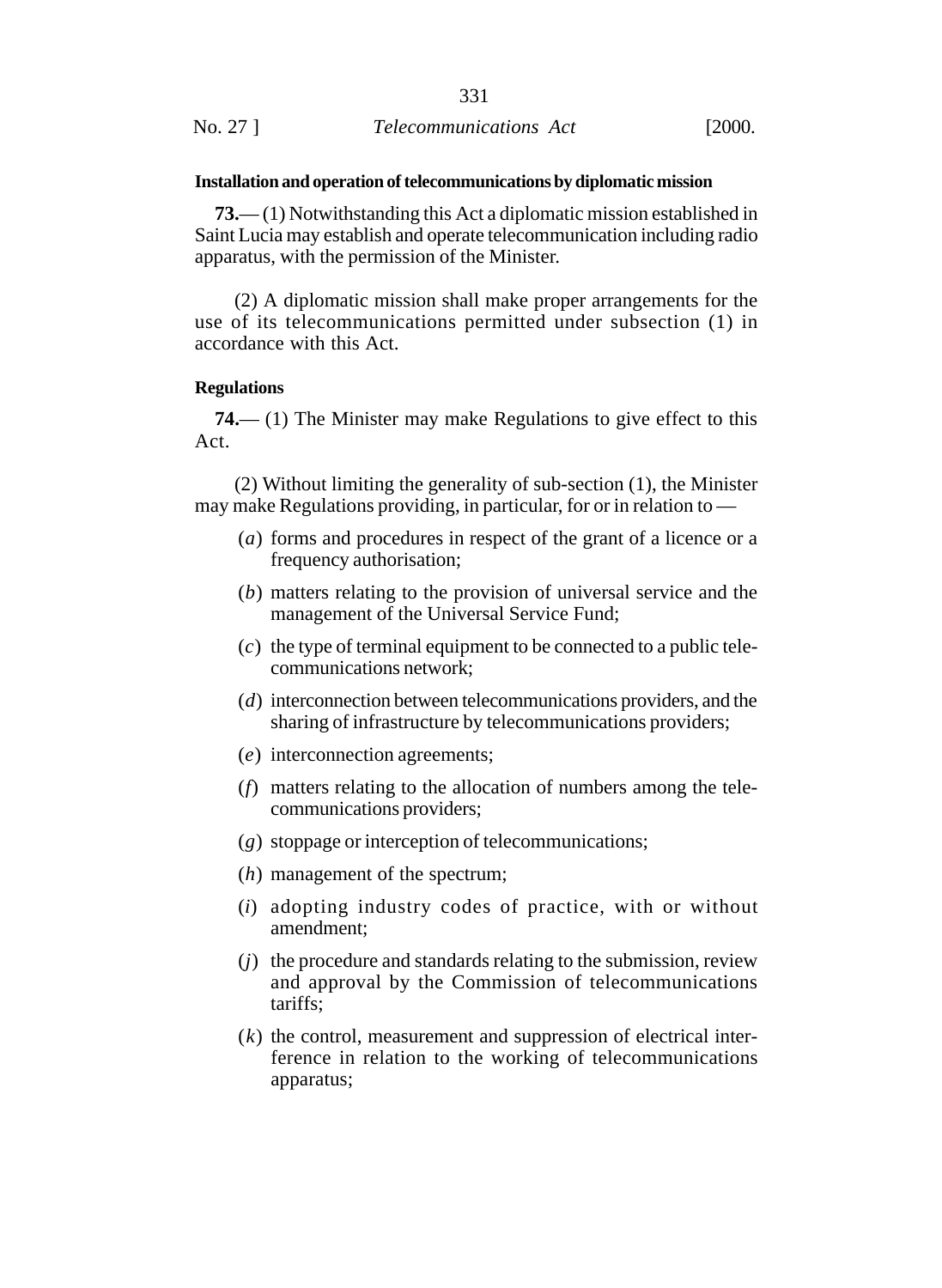**Installation and operation of telecommunications by diplomatic mission**

**73.**— (1) Notwithstanding this Act a diplomatic mission established in Saint Lucia may establish and operate telecommunication including radio apparatus, with the permission of the Minister.

(2) A diplomatic mission shall make proper arrangements for the use of its telecommunications permitted under subsection (1) in accordance with this Act.

**Regulations**

**74.**— (1) The Minister may make Regulations to give effect to this Act.

(2) Without limiting the generality of sub-section (1), the Minister may make Regulations providing, in particular, for or in relation to —

(*a*) forms and procedures in respect of the grant of a licence or a frequency authorisation;

(*b*) matters relating to the provision of universal service and the management of the Universal Service Fund;

(*c*) the type of terminal equipment to be connected to a public telecommunications network;

(*d*) interconnection between telecommunications providers, and the sharing of infrastructure by telecommunications providers;

(*e*) interconnection agreements;

(*f*) matters relating to the allocation of numbers among the telecommunications providers;

(*g*) stoppage or interception of telecommunications;

(*h*) management of the spectrum;

(*i*) adopting industry codes of practice, with or without amendment;

(*j*) the procedure and standards relating to the submission, review and approval by the Commission of telecommunications tariffs;

(*k*) the control, measurement and suppression of electrical interference in relation to the working of telecommunications apparatus;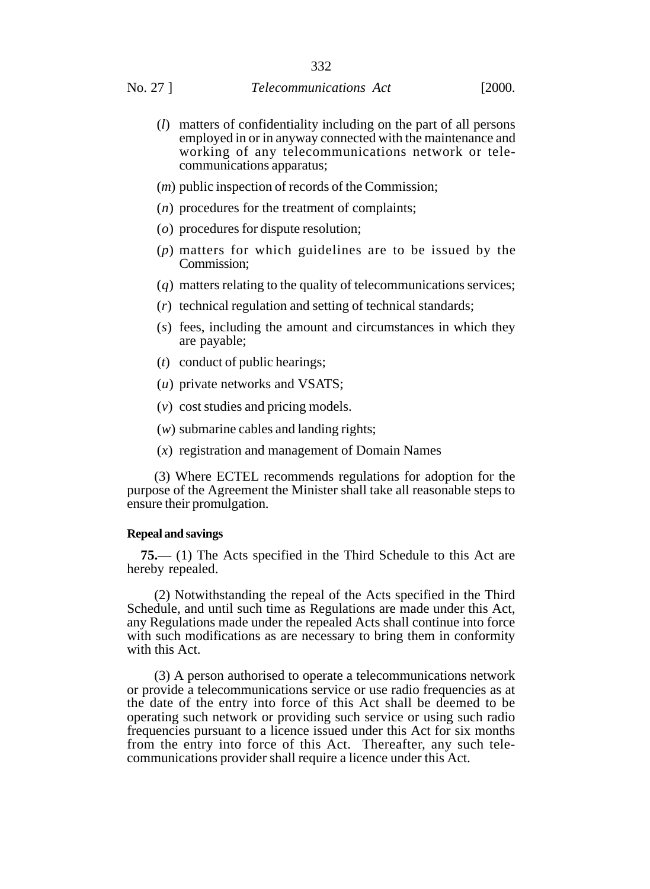(*l*) matters of confidentiality including on the part of all persons employed in or in anyway connected with the maintenance and working of any telecommunications network or telecommunications apparatus;

(*m*) public inspection of records of the Commission;

(*n*) procedures for the treatment of complaints;

(*o*) procedures for dispute resolution;

(*p*) matters for which guidelines are to be issued by the Commission;

(*q*) matters relating to the quality of telecommunications services;

(*r*) technical regulation and setting of technical standards;

(*s*) fees, including the amount and circumstances in which they are payable;

(*t*) conduct of public hearings;

(*u*) private networks and VSATS;

(*v*) cost studies and pricing models.

(*w*) submarine cables and landing rights;

(*x*) registration and management of Domain Names

(3) Where ECTEL recommends regulations for adoption for the purpose of the Agreement the Minister shall take all reasonable steps to ensure their promulgation.

**Repeal and savings**

**75.**— (1) The Acts specified in the Third Schedule to this Act are hereby repealed.

(2) Notwithstanding the repeal of the Acts specified in the Third Schedule, and until such time as Regulations are made under this Act, any Regulations made under the repealed Acts shall continue into force with such modifications as are necessary to bring them in conformity with this Act.

(3) A person authorised to operate a telecommunications network or provide a telecommunications service or use radio frequencies as at the date of the entry into force of this Act shall be deemed to be operating such network or providing such service or using such radio frequencies pursuant to a licence issued under this Act for six months from the entry into force of this Act. Thereafter, any such telecommunications provider shall require a licence under this Act.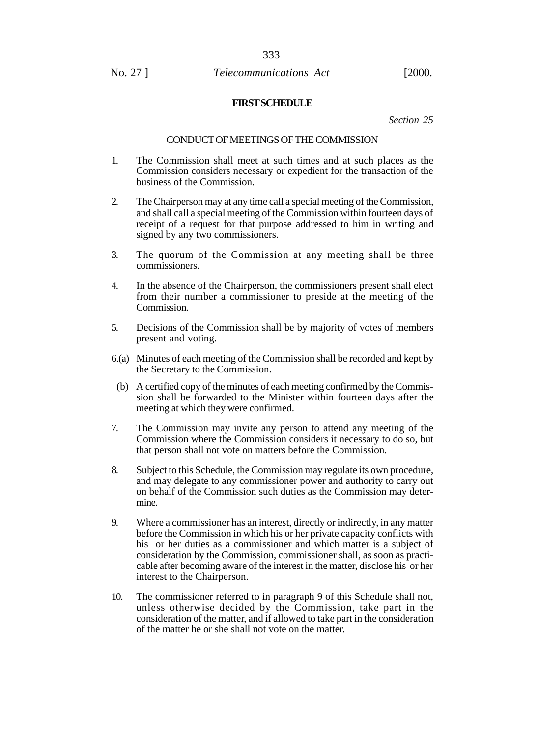## FIRST SCHEDULE

*Section 25*

### CONDUCT OF MEETINGS OF THE COMMISSION

1. The Commission shall meet at such times and at such places as the Commission considers necessary or expedient for the transaction of the business of the Commission.

2. The Chairperson may at any time call a special meeting of the Commission, and shall call a special meeting of the Commission within fourteen days of receipt of a request for that purpose addressed to him in writing and signed by any two commissioners.

3. The quorum of the Commission at any meeting shall be three commissioners.

4. In the absence of the Chairperson, the commissioners present shall elect from their number a commissioner to preside at the meeting of the Commission.

5. Decisions of the Commission shall be by majority of votes of members present and voting.

6.(a) Minutes of each meeting of the Commission shall be recorded and kept by the Secretary to the Commission.

(b) A certified copy of the minutes of each meeting confirmed by the Commission shall be forwarded to the Minister within fourteen days after the meeting at which they were confirmed.

7. The Commission may invite any person to attend any meeting of the Commission where the Commission considers it necessary to do so, but that person shall not vote on matters before the Commission.

8. Subject to this Schedule, the Commission may regulate its own procedure, and may delegate to any commissioner power and authority to carry out on behalf of the Commission such duties as the Commission may determine.

9. Where a commissioner has an interest, directly or indirectly, in any matter before the Commission in which his or her private capacity conflicts with his or her duties as a commissioner and which matter is a subject of consideration by the Commission, commissioner shall, as soon as practicable after becoming aware of the interest in the matter, disclose his or her interest to the Chairperson.

10. The commissioner referred to in paragraph 9 of this Schedule shall not, unless otherwise decided by the Commission, take part in the consideration of the matter, and if allowed to take part in the consideration of the matter he or she shall not vote on the matter.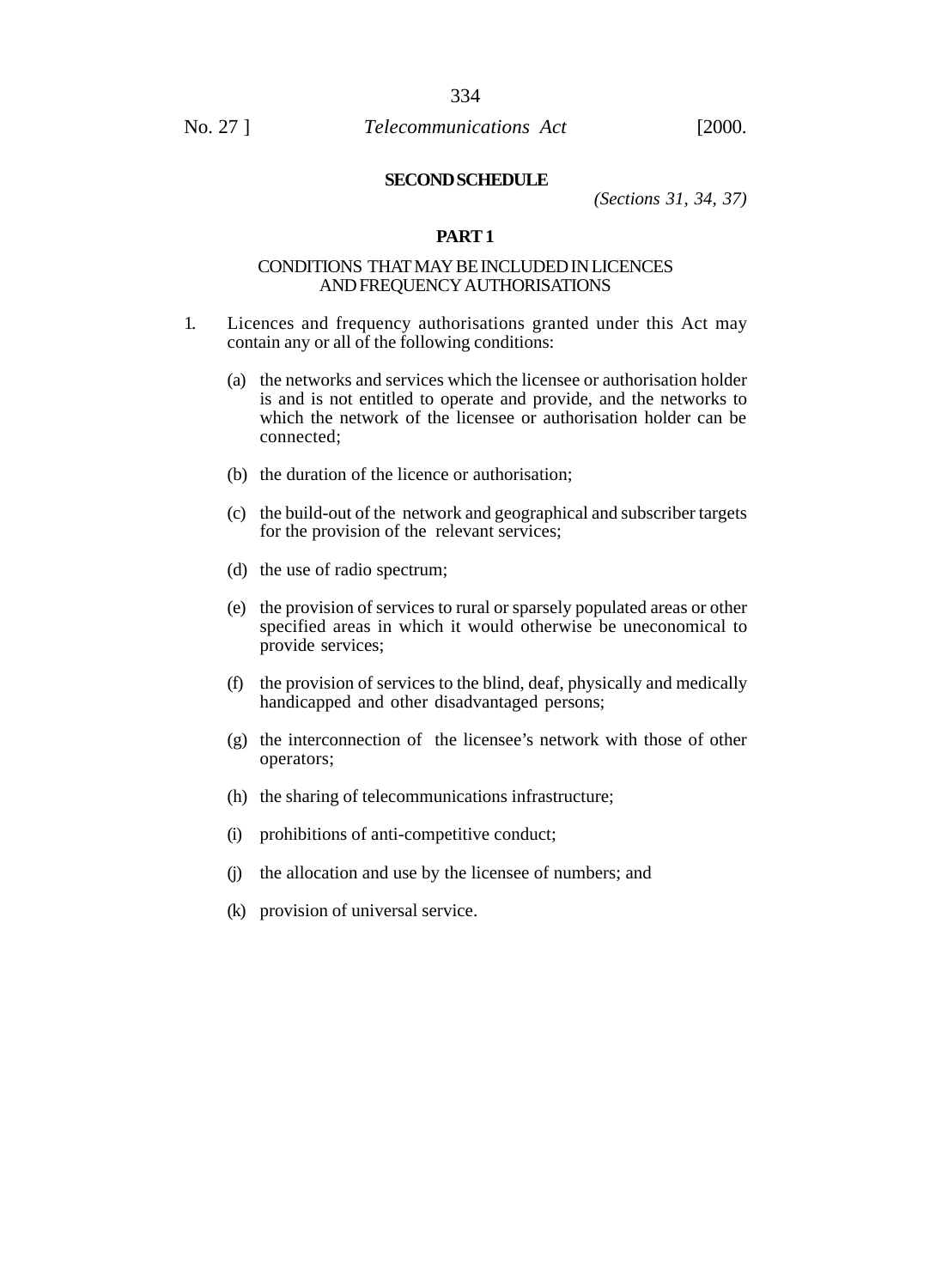## SECOND SCHEDULE

*(Sections 31, 34, 37)*

### PART 1

CONDITIONS THAT MAY BE INCLUDED IN LICENCES AND FREQUENCY AUTHORISATIONS

1. Licences and frequency authorisations granted under this Act may contain any or all of the following conditions:

   (a) the networks and services which the licensee or authorisation holder is and is not entitled to operate and provide, and the networks to which the network of the licensee or authorisation holder can be connected;

   (b) the duration of the licence or authorisation;

   (c) the build-out of the network and geographical and subscriber targets for the provision of the relevant services;

   (d) the use of radio spectrum;

   (e) the provision of services to rural or sparsely populated areas or other specified areas in which it would otherwise be uneconomical to provide services;

   (f) the provision of services to the blind, deaf, physically and medically handicapped and other disadvantaged persons;

   (g) the interconnection of the licensee's network with those of other operators;

   (h) the sharing of telecommunications infrastructure;

   (i) prohibitions of anti-competitive conduct;

   (j) the allocation and use by the licensee of numbers; and

   (k) provision of universal service.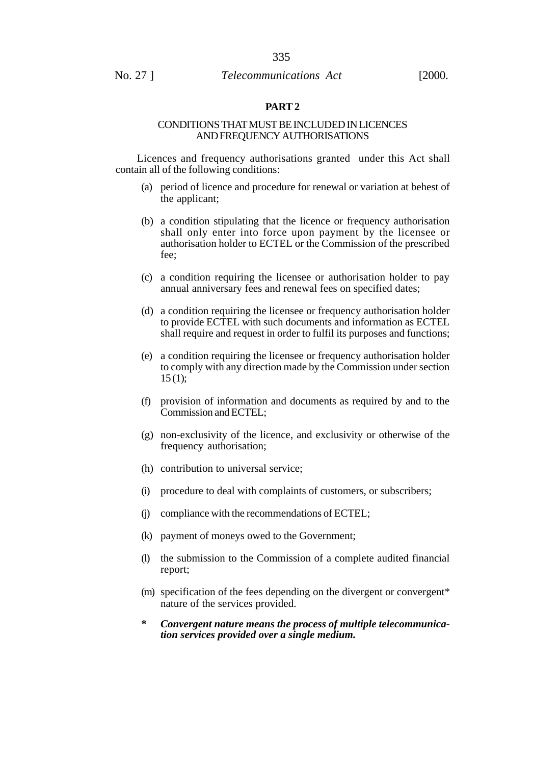## PART 2

### CONDITIONS THAT MUST BE INCLUDED IN LICENCES AND FREQUENCY AUTHORISATIONS

Licences and frequency authorisations granted under this Act shall contain all of the following conditions:

(a) period of licence and procedure for renewal or variation at behest of the applicant;

(b) a condition stipulating that the licence or frequency authorisation shall only enter into force upon payment by the licensee or authorisation holder to ECTEL or the Commission of the prescribed fee;

(c) a condition requiring the licensee or authorisation holder to pay annual anniversary fees and renewal fees on specified dates;

(d) a condition requiring the licensee or frequency authorisation holder to provide ECTEL with such documents and information as ECTEL shall require and request in order to fulfil its purposes and functions;

(e) a condition requiring the licensee or frequency authorisation holder to comply with any direction made by the Commission under section 15 (1);

(f) provision of information and documents as required by and to the Commission and ECTEL;

(g) non-exclusivity of the licence, and exclusivity or otherwise of the frequency authorisation;

(h) contribution to universal service;

(i) procedure to deal with complaints of customers, or subscribers;

(j) compliance with the recommendations of ECTEL;

(k) payment of moneys owed to the Government;

(l) the submission to the Commission of a complete audited financial report;

(m) specification of the fees depending on the divergent or convergent* nature of the services provided.

**\*** ***Convergent nature means the process of multiple telecommunication services provided over a single medium.***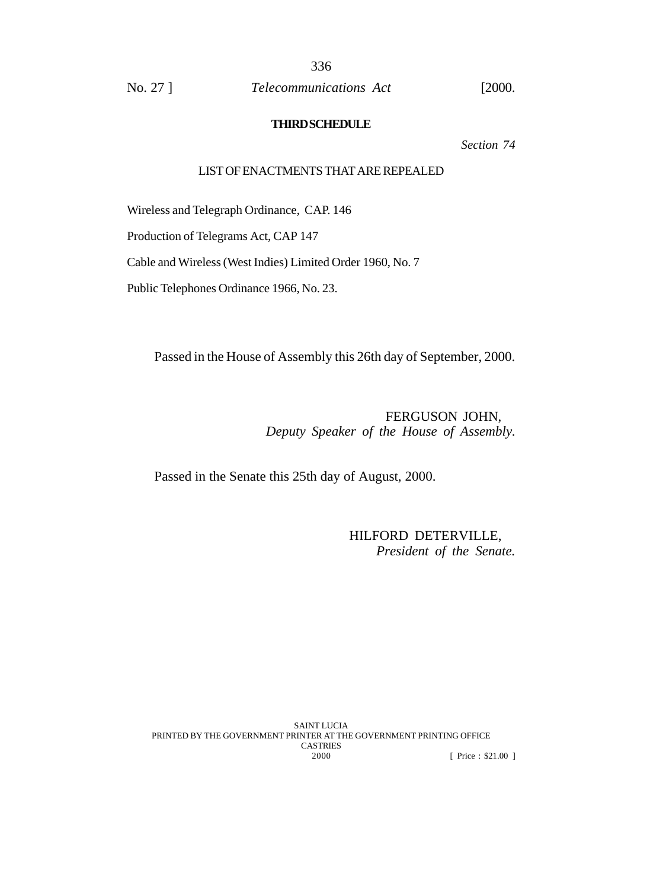## THIRD SCHEDULE

*Section 74*

LIST OF ENACTMENTS THAT ARE REPEALED

Wireless and Telegraph Ordinance, CAP. 146

Production of Telegrams Act, CAP 147

Cable and Wireless (West Indies) Limited Order 1960, No. 7

Public Telephones Ordinance 1966, No. 23.

Passed in the House of Assembly this 26th day of September, 2000.

FERGUSON JOHN,
*Deputy Speaker of the House of Assembly.*

Passed in the Senate this 25th day of August, 2000.

HILFORD DETERVILLE,
*President of the Senate.*

SAINT LUCIA
PRINTED BY THE GOVERNMENT PRINTER AT THE GOVERNMENT PRINTING OFFICE
CASTRIES
2000

[ Price : $21.00 ]